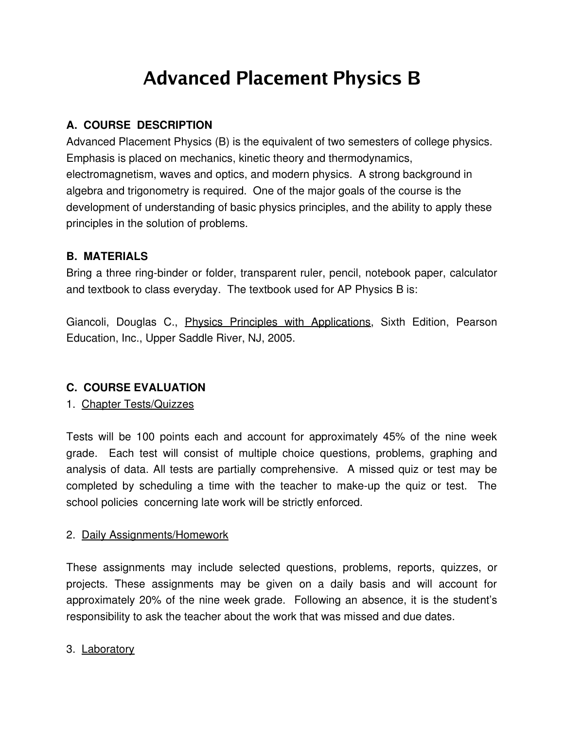# Advanced Placement Physics B

## A. COURSE DESCRIPTION

Advanced Placement Physics (B) is the equivalent of two semesters of college physics. Emphasis is placed on mechanics, kinetic theory and thermodynamics, electromagnetism, waves and optics, and modern physics. A strong background in algebra and trigonometry is required. One of the major goals of the course is the development of understanding of basic physics principles, and the ability to apply these principles in the solution of problems.

## B. MATERIALS

Bring a three ring-binder or folder, transparent ruler, pencil, notebook paper, calculator and textbook to class everyday. The textbook used for AP Physics B is:

Giancoli, Douglas C., Physics Principles with Applications, Sixth Edition, Pearson Education, Inc., Upper Saddle River, NJ, 2005.

## C. COURSE EVALUATION

1. Chapter Tests/Quizzes

Tests will be 100 points each and account for approximately 45% of the nine week grade. Each test will consist of multiple choice questions, problems, graphing and analysis of data. All tests are partially comprehensive. A missed quiz or test may be completed by scheduling a time with the teacher to make-up the quiz or test. The school policies concerning late work will be strictly enforced.

2. Daily Assignments/Homework

These assignments may include selected questions, problems, reports, quizzes, or projects. These assignments may be given on a daily basis and will account for approximately 20% of the nine week grade. Following an absence, it is the student's responsibility to ask the teacher about the work that was missed and due dates.

3. Laboratory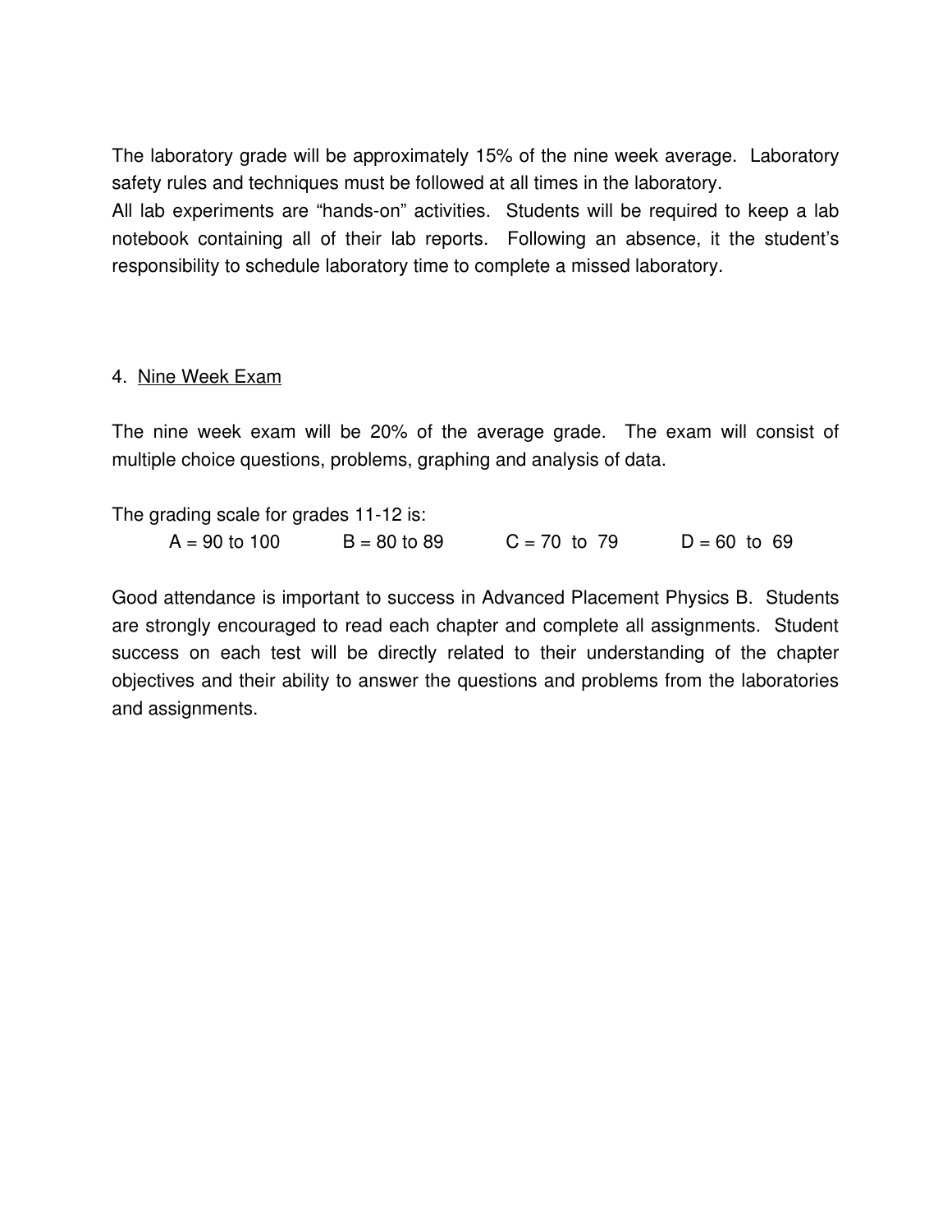The laboratory grade will be approximately 15% of the nine week average. Laboratory safety rules and techniques must be followed at all times in the laboratory.
All lab experiments are "hands-on" activities. Students will be required to keep a lab notebook containing all of their lab reports. Following an absence, it the student's responsibility to schedule laboratory time to complete a missed laboratory.

4. Nine Week Exam

The nine week exam will be 20% of the average grade. The exam will consist of multiple choice questions, problems, graphing and analysis of data.

The grading scale for grades 11-12 is:

A = 90 to 100 B = 80 to 89 C = 70 to 79 D = 60 to 69

Good attendance is important to success in Advanced Placement Physics B. Students are strongly encouraged to read each chapter and complete all assignments. Student success on each test will be directly related to their understanding of the chapter objectives and their ability to answer the questions and problems from the laboratories and assignments.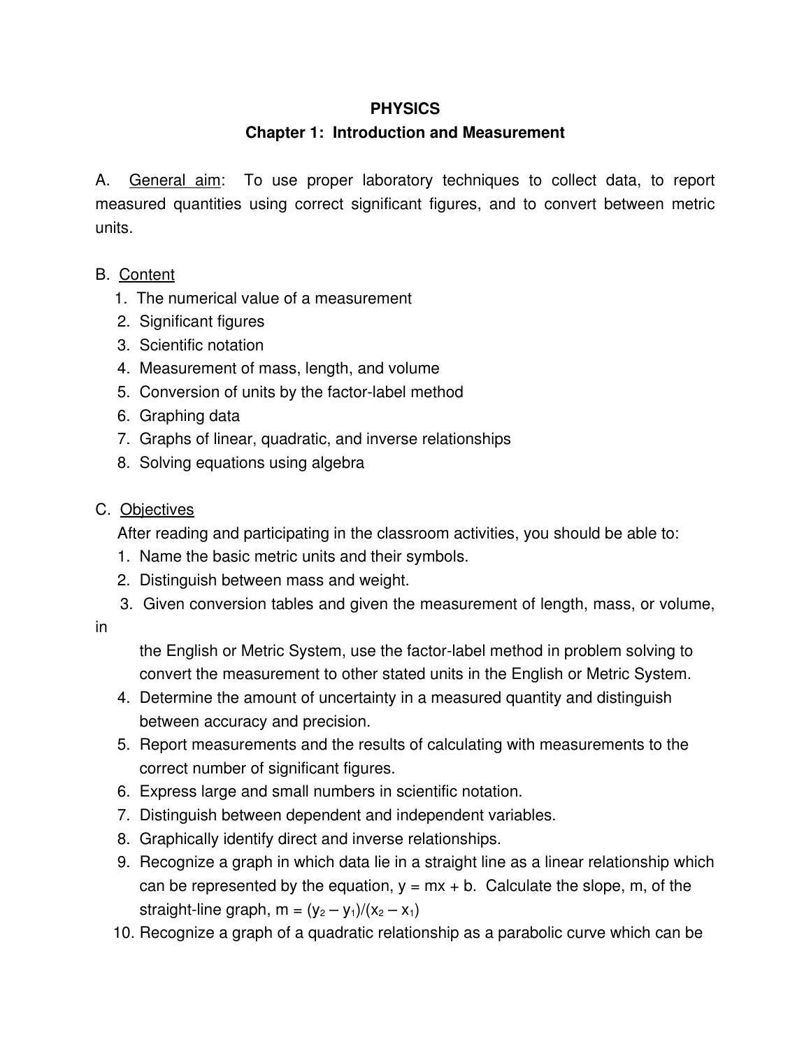# PHYSICS

## Chapter 1: Introduction and Measurement

A. General aim: To use proper laboratory techniques to collect data, to report measured quantities using correct significant figures, and to convert between metric units.

B. Content

1. The numerical value of a measurement
2. Significant figures
3. Scientific notation
4. Measurement of mass, length, and volume
5. Conversion of units by the factor-label method
6. Graphing data
7. Graphs of linear, quadratic, and inverse relationships
8. Solving equations using algebra

C. Objectives

After reading and participating in the classroom activities, you should be able to:

1. Name the basic metric units and their symbols.
2. Distinguish between mass and weight.
3. Given conversion tables and given the measurement of length, mass, or volume, in the English or Metric System, use the factor-label method in problem solving to convert the measurement to other stated units in the English or Metric System.
4. Determine the amount of uncertainty in a measured quantity and distinguish between accuracy and precision.
5. Report measurements and the results of calculating with measurements to the correct number of significant figures.
6. Express large and small numbers in scientific notation.
7. Distinguish between dependent and independent variables.
8. Graphically identify direct and inverse relationships.
9. Recognize a graph in which data lie in a straight line as a linear relationship which can be represented by the equation, $y = mx + b$. Calculate the slope, m, of the straight-line graph, $m = (y_2 - y_1)/(x_2 - x_1)$
10. Recognize a graph of a quadratic relationship as a parabolic curve which can be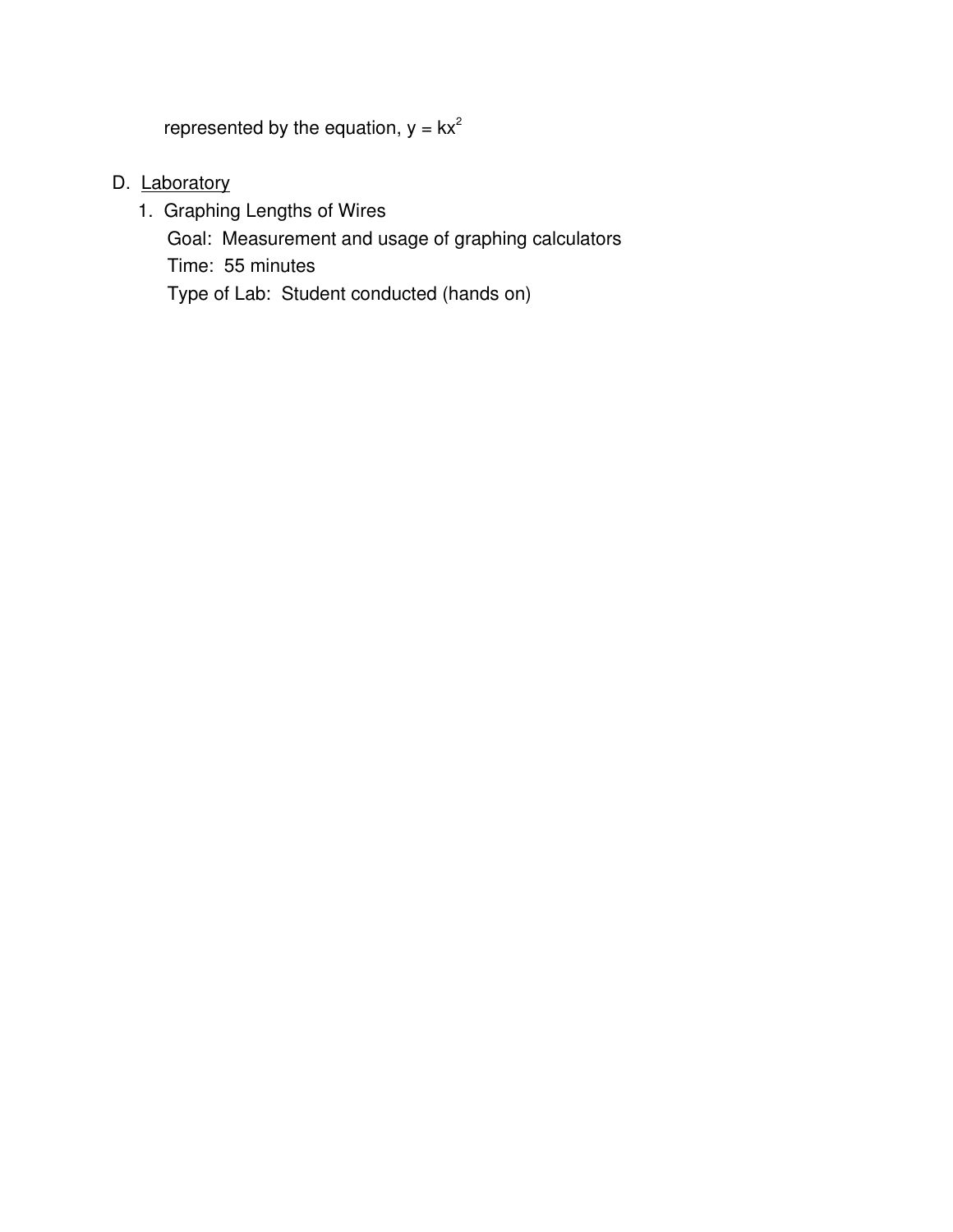represented by the equation, $y = kx^2$

D. <u>Laboratory</u>

1. Graphing Lengths of Wires

   Goal: Measurement and usage of graphing calculators

   Time: 55 minutes

   Type of Lab: Student conducted (hands on)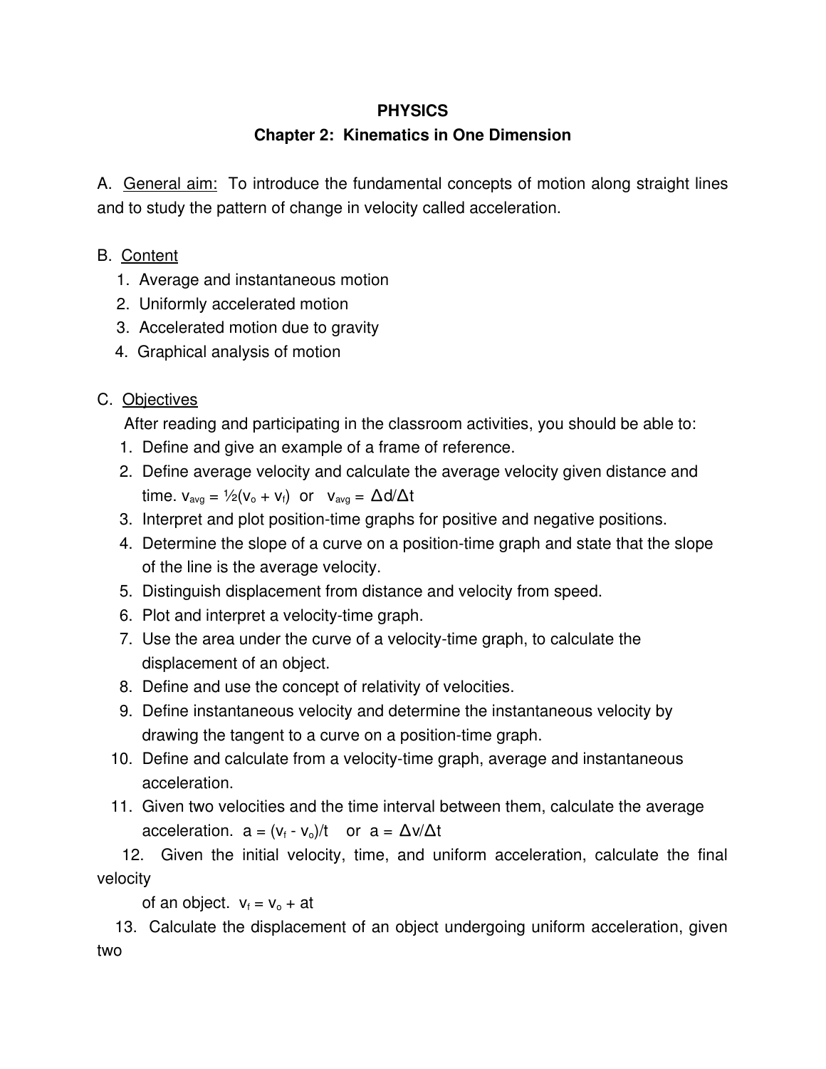**PHYSICS**

**Chapter 2: Kinematics in One Dimension**

A. General aim: To introduce the fundamental concepts of motion along straight lines and to study the pattern of change in velocity called acceleration.

B. Content

1. Average and instantaneous motion
2. Uniformly accelerated motion
3. Accelerated motion due to gravity
4. Graphical analysis of motion

C. Objectives

After reading and participating in the classroom activities, you should be able to:

1. Define and give an example of a frame of reference.
2. Define average velocity and calculate the average velocity given distance and time. $v_{avg} = ½(v_o + v_f)$ or $v_{avg} = Δd/Δt$
3. Interpret and plot position-time graphs for positive and negative positions.
4. Determine the slope of a curve on a position-time graph and state that the slope of the line is the average velocity.
5. Distinguish displacement from distance and velocity from speed.
6. Plot and interpret a velocity-time graph.
7. Use the area under the curve of a velocity-time graph, to calculate the displacement of an object.
8. Define and use the concept of relativity of velocities.
9. Define instantaneous velocity and determine the instantaneous velocity by drawing the tangent to a curve on a position-time graph.
10. Define and calculate from a velocity-time graph, average and instantaneous acceleration.
11. Given two velocities and the time interval between them, calculate the average acceleration. $a = (v_f - v_o)/t$ or $a = Δv/Δt$
12. Given the initial velocity, time, and uniform acceleration, calculate the final velocity of an object. $v_f = v_o + at$
13. Calculate the displacement of an object undergoing uniform acceleration, given two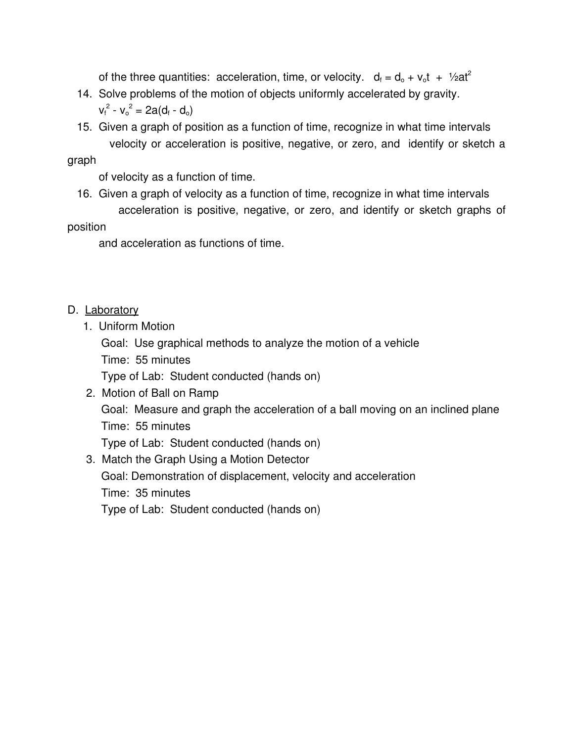of the three quantities: acceleration, time, or velocity. $d_f = d_o + v_o t + \frac{1}{2}at^2$

14. Solve problems of the motion of objects uniformly accelerated by gravity. $v_f^2 - v_o^2 = 2a(d_f - d_o)$
15. Given a graph of position as a function of time, recognize in what time intervals velocity or acceleration is positive, negative, or zero, and identify or sketch a graph of velocity as a function of time.
16. Given a graph of velocity as a function of time, recognize in what time intervals acceleration is positive, negative, or zero, and identify or sketch graphs of position and acceleration as functions of time.

D. <u>Laboratory</u>

1. Uniform Motion
   Goal: Use graphical methods to analyze the motion of a vehicle
   Time: 55 minutes
   Type of Lab: Student conducted (hands on)
2. Motion of Ball on Ramp
   Goal: Measure and graph the acceleration of a ball moving on an inclined plane
   Time: 55 minutes
   Type of Lab: Student conducted (hands on)
3. Match the Graph Using a Motion Detector
   Goal: Demonstration of displacement, velocity and acceleration
   Time: 35 minutes
   Type of Lab: Student conducted (hands on)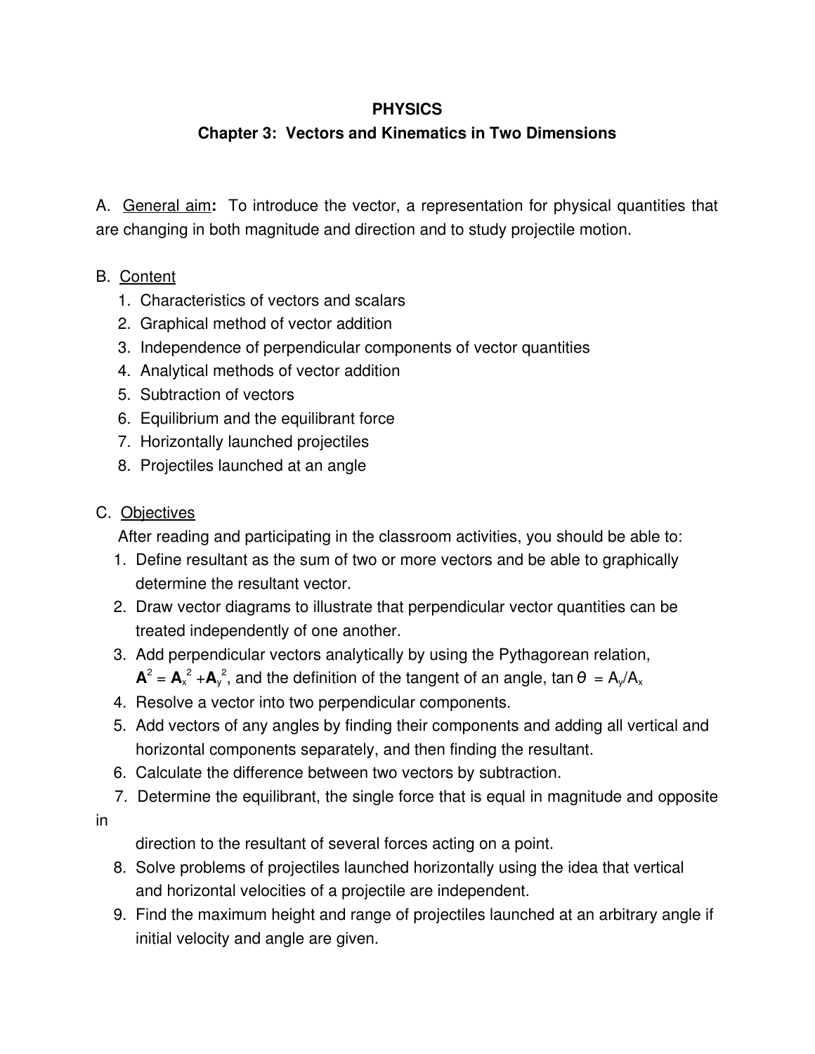# PHYSICS

## Chapter 3: Vectors and Kinematics in Two Dimensions

A. General aim**:** To introduce the vector, a representation for physical quantities that are changing in both magnitude and direction and to study projectile motion.

B. Content

1. Characteristics of vectors and scalars
2. Graphical method of vector addition
3. Independence of perpendicular components of vector quantities
4. Analytical methods of vector addition
5. Subtraction of vectors
6. Equilibrium and the equilibrant force
7. Horizontally launched projectiles
8. Projectiles launched at an angle

C. Objectives

After reading and participating in the classroom activities, you should be able to:

1. Define resultant as the sum of two or more vectors and be able to graphically determine the resultant vector.
2. Draw vector diagrams to illustrate that perpendicular vector quantities can be treated independently of one another.
3. Add perpendicular vectors analytically by using the Pythagorean relation, $\mathbf{A}^2 = \mathbf{A}_x^2 + \mathbf{A}_y^2$, and the definition of the tangent of an angle, $\tan\theta = A_y/A_x$
4. Resolve a vector into two perpendicular components.
5. Add vectors of any angles by finding their components and adding all vertical and horizontal components separately, and then finding the resultant.
6. Calculate the difference between two vectors by subtraction.
7. Determine the equilibrant, the single force that is equal in magnitude and opposite in direction to the resultant of several forces acting on a point.
8. Solve problems of projectiles launched horizontally using the idea that vertical and horizontal velocities of a projectile are independent.
9. Find the maximum height and range of projectiles launched at an arbitrary angle if initial velocity and angle are given.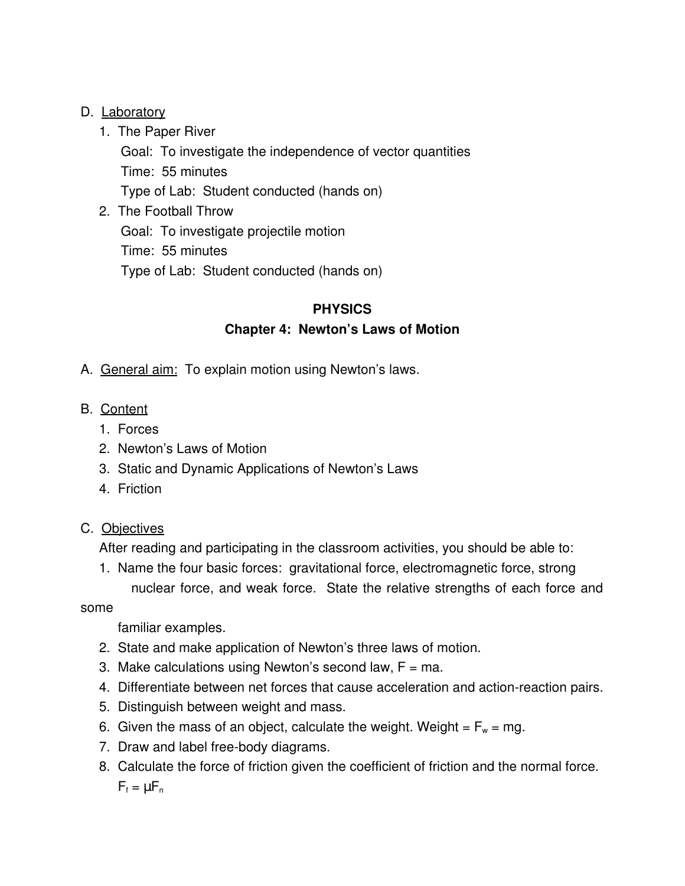D. Laboratory

1. The Paper River
   
   Goal: To investigate the independence of vector quantities
   
   Time: 55 minutes
   
   Type of Lab: Student conducted (hands on)

2. The Football Throw
   
   Goal: To investigate projectile motion
   
   Time: 55 minutes
   
   Type of Lab: Student conducted (hands on)

## PHYSICS

## Chapter 4: Newton's Laws of Motion

A. General aim: To explain motion using Newton's laws.

B. Content

1. Forces
2. Newton's Laws of Motion
3. Static and Dynamic Applications of Newton's Laws
4. Friction

C. Objectives

After reading and participating in the classroom activities, you should be able to:

1. Name the four basic forces: gravitational force, electromagnetic force, strong nuclear force, and weak force. State the relative strengths of each force and some familiar examples.
2. State and make application of Newton's three laws of motion.
3. Make calculations using Newton's second law, $F = ma$.
4. Differentiate between net forces that cause acceleration and action-reaction pairs.
5. Distinguish between weight and mass.
6. Given the mass of an object, calculate the weight. Weight = $F_w = mg$.
7. Draw and label free-body diagrams.
8. Calculate the force of friction given the coefficient of friction and the normal force. $F_f = \mu F_n$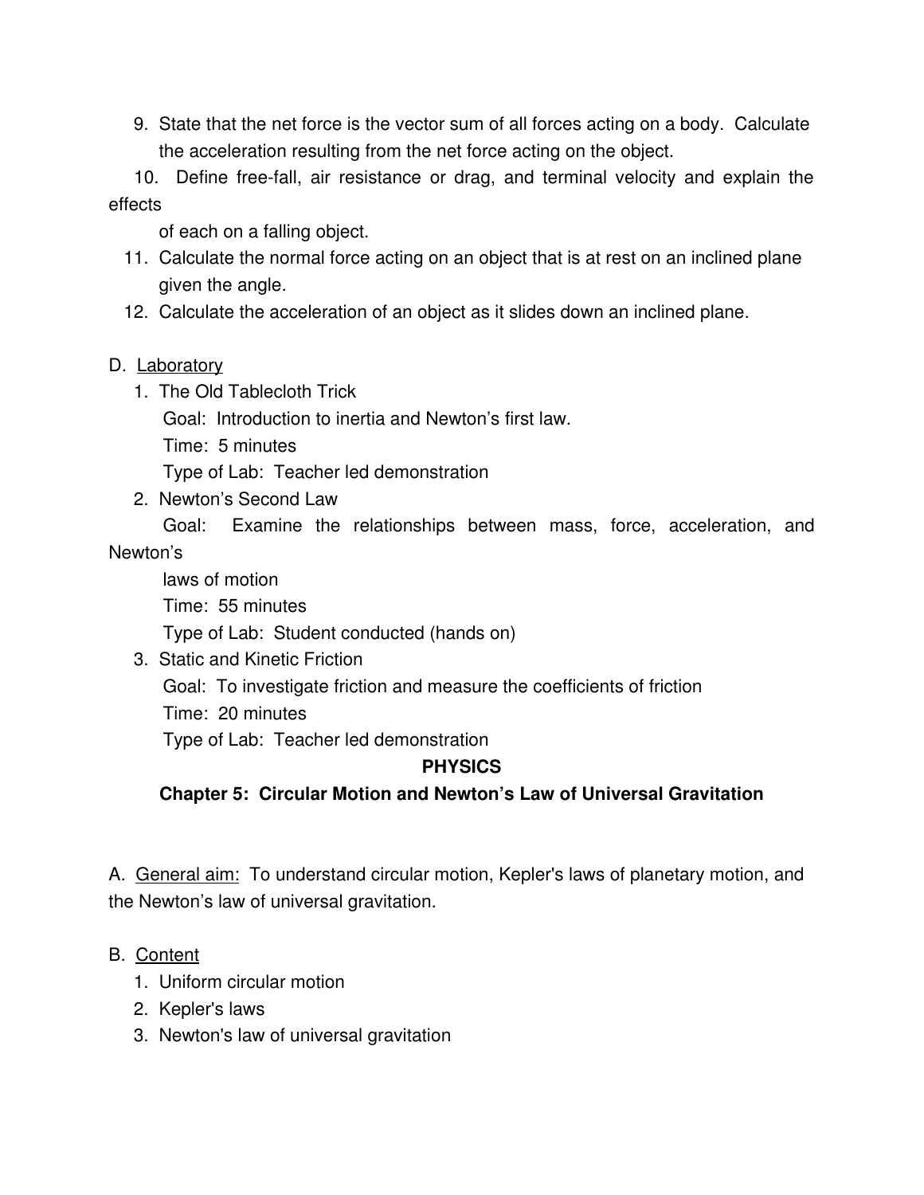9. State that the net force is the vector sum of all forces acting on a body. Calculate the acceleration resulting from the net force acting on the object.
10. Define free-fall, air resistance or drag, and terminal velocity and explain the effects of each on a falling object.
11. Calculate the normal force acting on an object that is at rest on an inclined plane given the angle.
12. Calculate the acceleration of an object as it slides down an inclined plane.

D. Laboratory

1. The Old Tablecloth Trick
   Goal: Introduction to inertia and Newton's first law.
   Time: 5 minutes
   Type of Lab: Teacher led demonstration
2. Newton's Second Law
   Goal: Examine the relationships between mass, force, acceleration, and Newton's laws of motion
   Time: 55 minutes
   Type of Lab: Student conducted (hands on)
3. Static and Kinetic Friction
   Goal: To investigate friction and measure the coefficients of friction
   Time: 20 minutes
   Type of Lab: Teacher led demonstration

## PHYSICS

## Chapter 5: Circular Motion and Newton's Law of Universal Gravitation

A. General aim: To understand circular motion, Kepler's laws of planetary motion, and the Newton's law of universal gravitation.

B. Content

1. Uniform circular motion
2. Kepler's laws
3. Newton's law of universal gravitation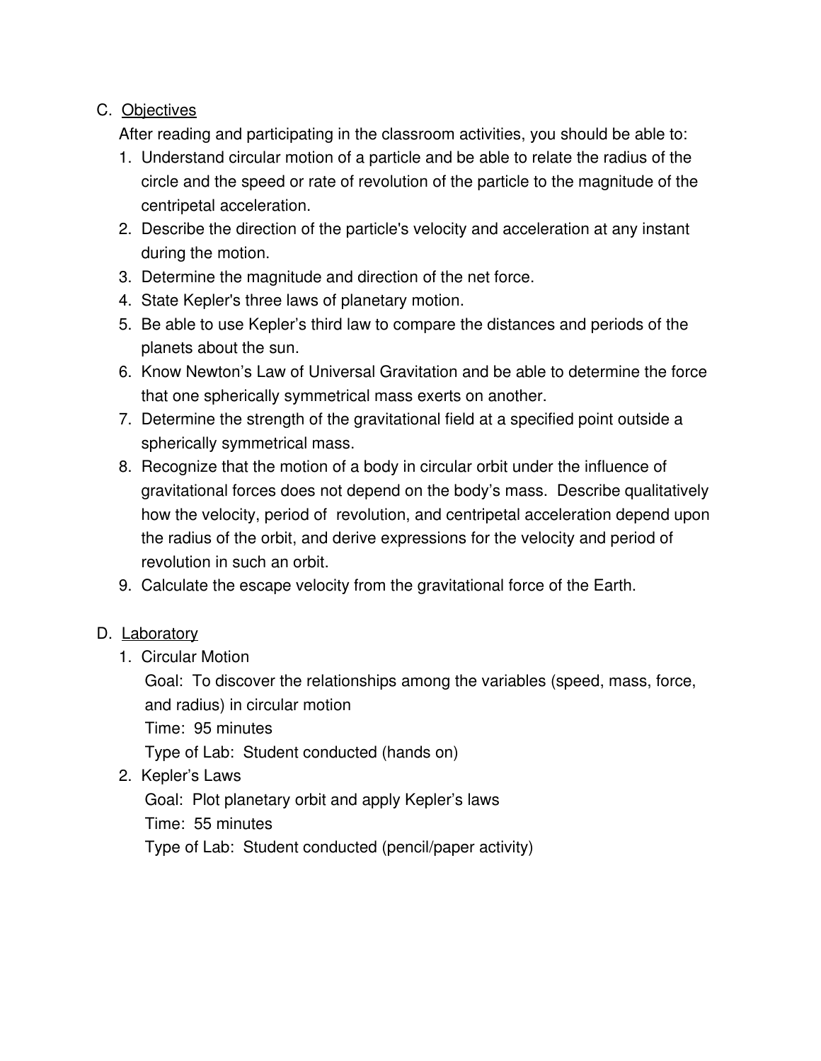C. Objectives

After reading and participating in the classroom activities, you should be able to:

1. Understand circular motion of a particle and be able to relate the radius of the circle and the speed or rate of revolution of the particle to the magnitude of the centripetal acceleration.
2. Describe the direction of the particle's velocity and acceleration at any instant during the motion.
3. Determine the magnitude and direction of the net force.
4. State Kepler's three laws of planetary motion.
5. Be able to use Kepler's third law to compare the distances and periods of the planets about the sun.
6. Know Newton's Law of Universal Gravitation and be able to determine the force that one spherically symmetrical mass exerts on another.
7. Determine the strength of the gravitational field at a specified point outside a spherically symmetrical mass.
8. Recognize that the motion of a body in circular orbit under the influence of gravitational forces does not depend on the body's mass. Describe qualitatively how the velocity, period of revolution, and centripetal acceleration depend upon the radius of the orbit, and derive expressions for the velocity and period of revolution in such an orbit.
9. Calculate the escape velocity from the gravitational force of the Earth.

D. Laboratory

1. Circular Motion

   Goal: To discover the relationships among the variables (speed, mass, force, and radius) in circular motion

   Time: 95 minutes

   Type of Lab: Student conducted (hands on)

2. Kepler's Laws

   Goal: Plot planetary orbit and apply Kepler's laws

   Time: 55 minutes

   Type of Lab: Student conducted (pencil/paper activity)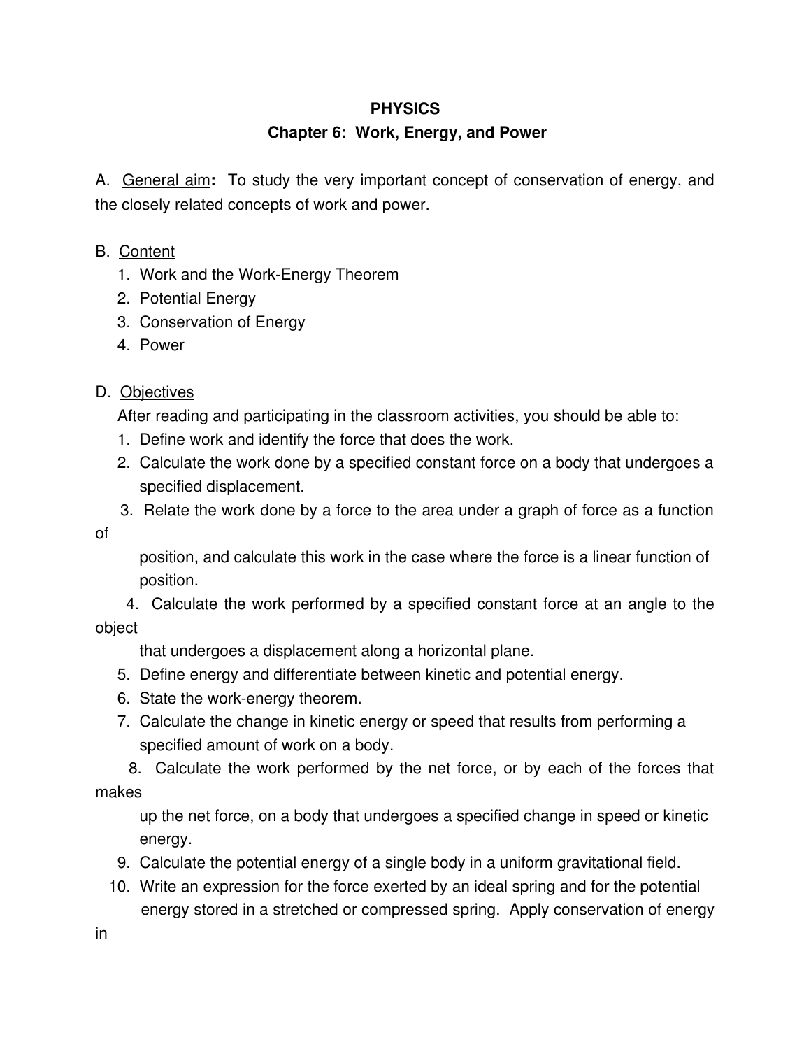**PHYSICS**

**Chapter 6: Work, Energy, and Power**

A. General aim**:** To study the very important concept of conservation of energy, and the closely related concepts of work and power.

B. Content

1. Work and the Work-Energy Theorem
2. Potential Energy
3. Conservation of Energy
4. Power

D. Objectives

After reading and participating in the classroom activities, you should be able to:

1. Define work and identify the force that does the work.
2. Calculate the work done by a specified constant force on a body that undergoes a specified displacement.
3. Relate the work done by a force to the area under a graph of force as a function of position, and calculate this work in the case where the force is a linear function of position.
4. Calculate the work performed by a specified constant force at an angle to the object that undergoes a displacement along a horizontal plane.
5. Define energy and differentiate between kinetic and potential energy.
6. State the work-energy theorem.
7. Calculate the change in kinetic energy or speed that results from performing a specified amount of work on a body.
8. Calculate the work performed by the net force, or by each of the forces that makes up the net force, on a body that undergoes a specified change in speed or kinetic energy.
9. Calculate the potential energy of a single body in a uniform gravitational field.
10. Write an expression for the force exerted by an ideal spring and for the potential energy stored in a stretched or compressed spring. Apply conservation of energy in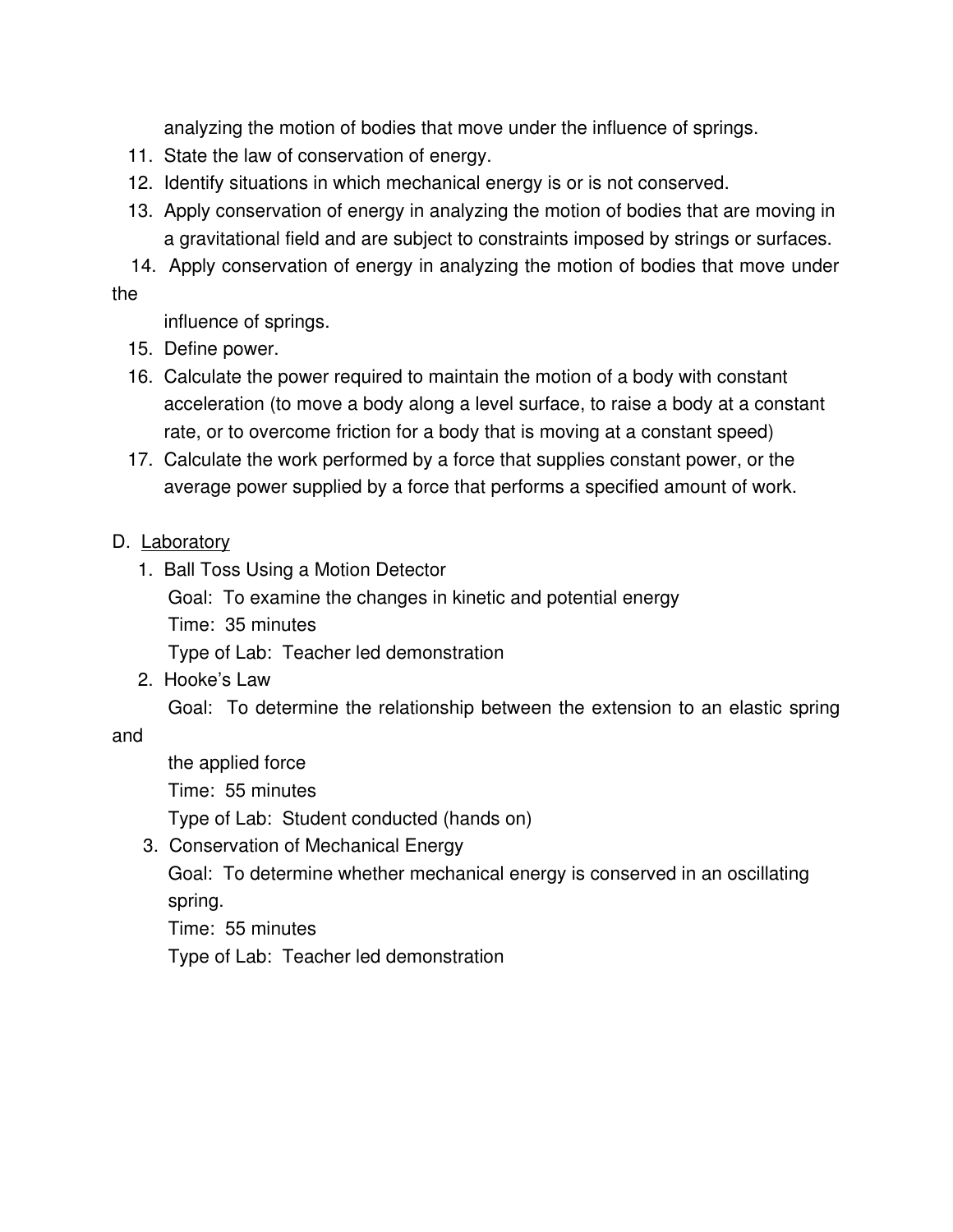analyzing the motion of bodies that move under the influence of springs.

11. State the law of conservation of energy.
12. Identify situations in which mechanical energy is or is not conserved.
13. Apply conservation of energy in analyzing the motion of bodies that are moving in a gravitational field and are subject to constraints imposed by strings or surfaces.
14. Apply conservation of energy in analyzing the motion of bodies that move under the influence of springs.
15. Define power.
16. Calculate the power required to maintain the motion of a body with constant acceleration (to move a body along a level surface, to raise a body at a constant rate, or to overcome friction for a body that is moving at a constant speed)
17. Calculate the work performed by a force that supplies constant power, or the average power supplied by a force that performs a specified amount of work.

D. <u>Laboratory</u>

1. Ball Toss Using a Motion Detector
   Goal: To examine the changes in kinetic and potential energy
   Time: 35 minutes
   Type of Lab: Teacher led demonstration
2. Hooke's Law
   Goal: To determine the relationship between the extension to an elastic spring and the applied force
   Time: 55 minutes
   Type of Lab: Student conducted (hands on)
3. Conservation of Mechanical Energy
   Goal: To determine whether mechanical energy is conserved in an oscillating spring.
   Time: 55 minutes
   Type of Lab: Teacher led demonstration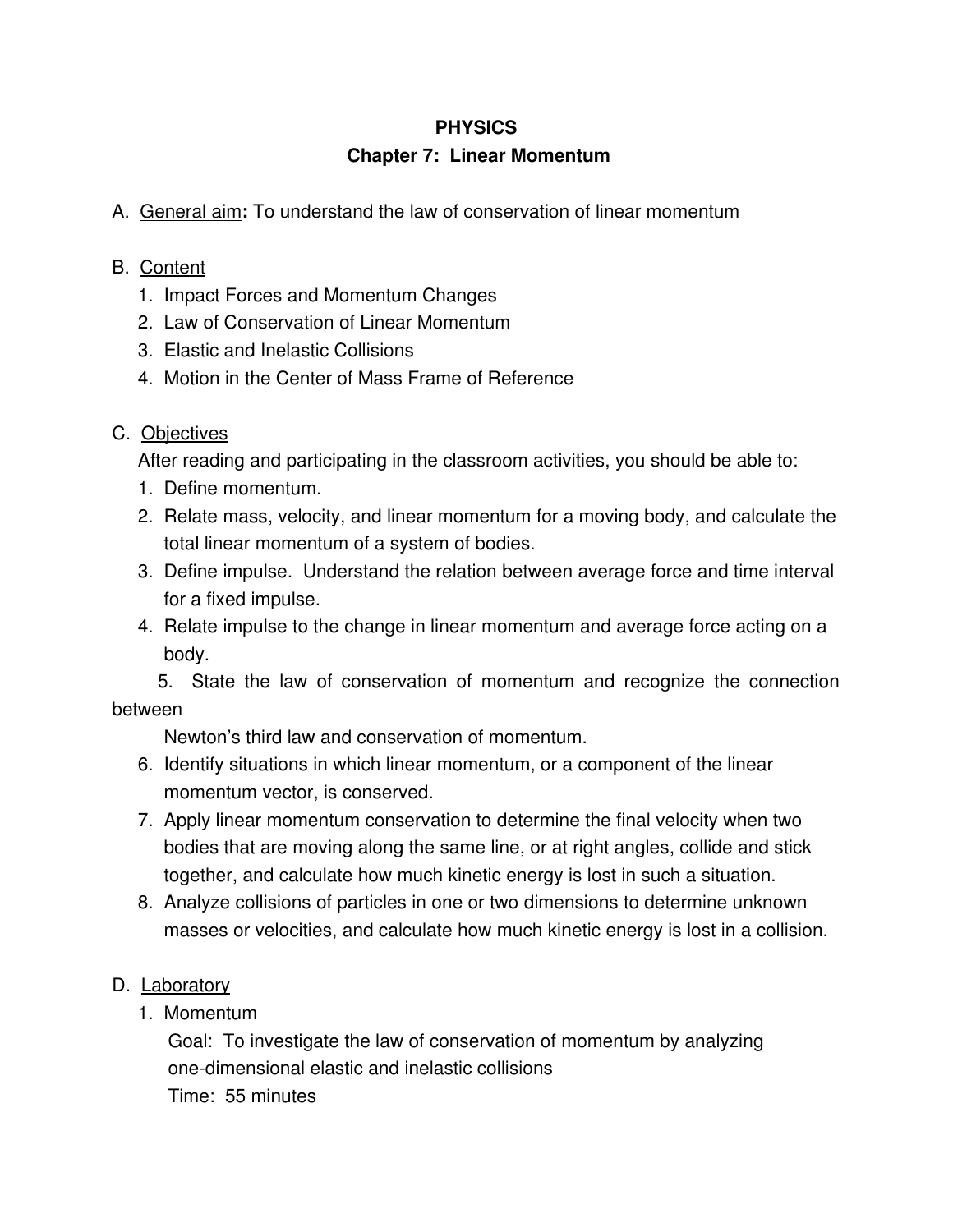# PHYSICS

## Chapter 7: Linear Momentum

A. <u>General aim</u>**:** To understand the law of conservation of linear momentum

B. <u>Content</u>

1. Impact Forces and Momentum Changes
2. Law of Conservation of Linear Momentum
3. Elastic and Inelastic Collisions
4. Motion in the Center of Mass Frame of Reference

C. <u>Objectives</u>

After reading and participating in the classroom activities, you should be able to:

1. Define momentum.
2. Relate mass, velocity, and linear momentum for a moving body, and calculate the total linear momentum of a system of bodies.
3. Define impulse. Understand the relation between average force and time interval for a fixed impulse.
4. Relate impulse to the change in linear momentum and average force acting on a body.
5. State the law of conservation of momentum and recognize the connection between Newton's third law and conservation of momentum.
6. Identify situations in which linear momentum, or a component of the linear momentum vector, is conserved.
7. Apply linear momentum conservation to determine the final velocity when two bodies that are moving along the same line, or at right angles, collide and stick together, and calculate how much kinetic energy is lost in such a situation.
8. Analyze collisions of particles in one or two dimensions to determine unknown masses or velocities, and calculate how much kinetic energy is lost in a collision.

D. <u>Laboratory</u>

1. Momentum

   Goal: To investigate the law of conservation of momentum by analyzing one-dimensional elastic and inelastic collisions

   Time: 55 minutes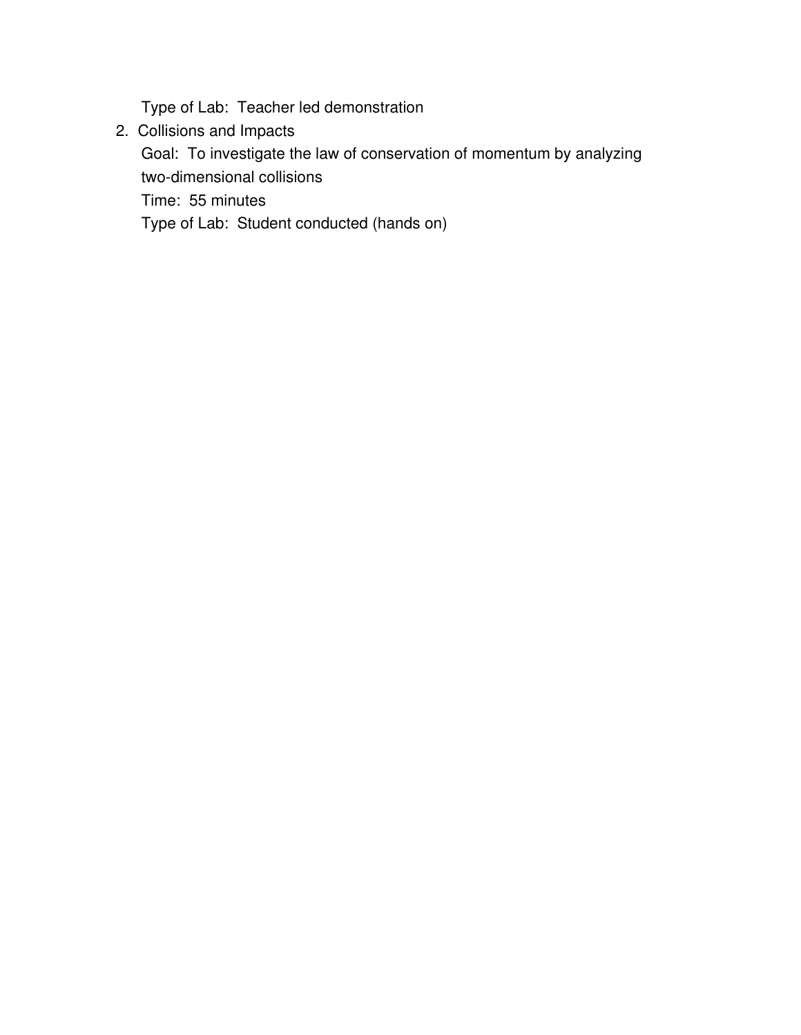Type of Lab: Teacher led demonstration

2. Collisions and Impacts

   Goal: To investigate the law of conservation of momentum by analyzing two-dimensional collisions

   Time: 55 minutes

   Type of Lab: Student conducted (hands on)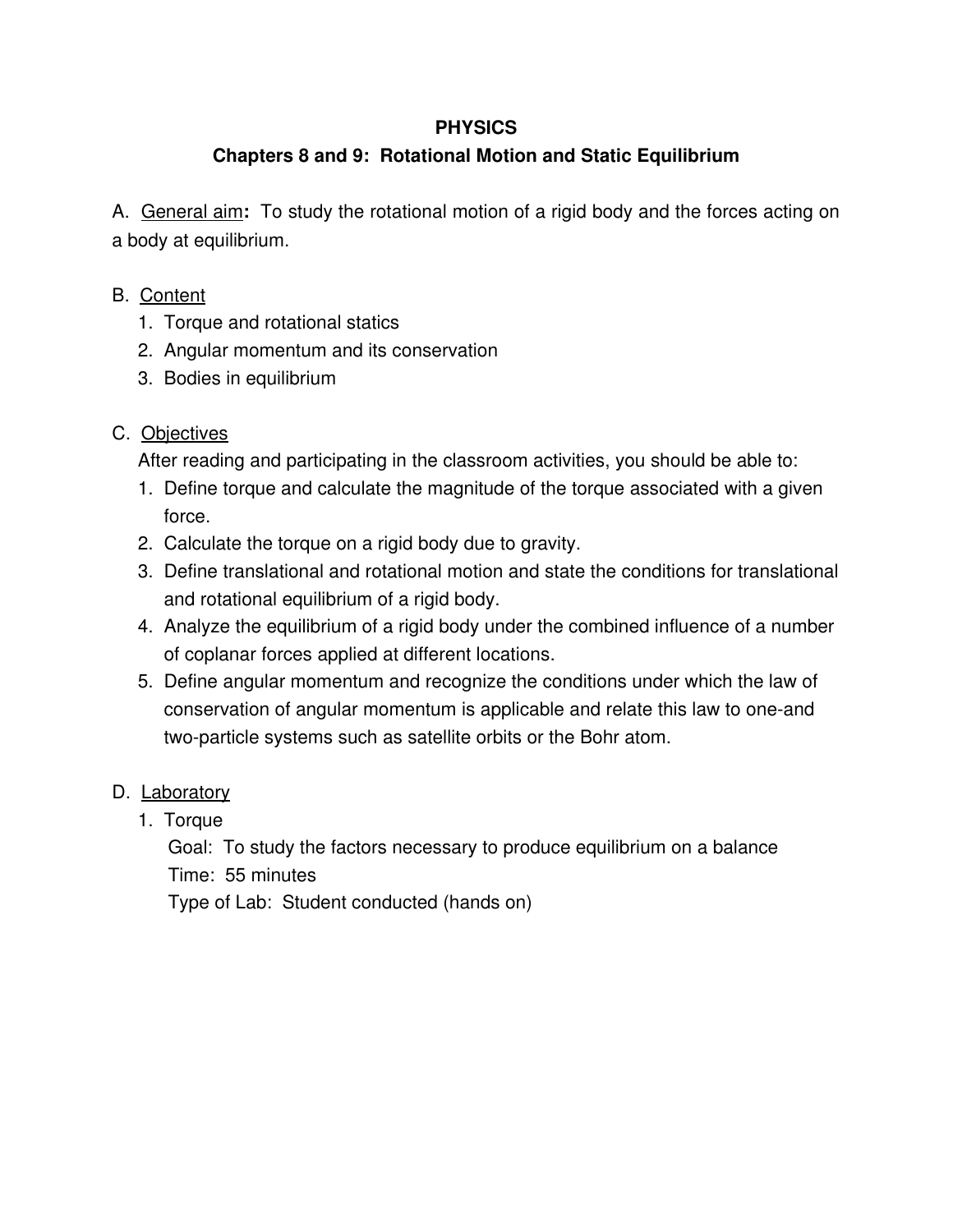# PHYSICS

## Chapters 8 and 9: Rotational Motion and Static Equilibrium

A. General aim**:** To study the rotational motion of a rigid body and the forces acting on a body at equilibrium.

B. Content

1. Torque and rotational statics
2. Angular momentum and its conservation
3. Bodies in equilibrium

C. Objectives

After reading and participating in the classroom activities, you should be able to:

1. Define torque and calculate the magnitude of the torque associated with a given force.
2. Calculate the torque on a rigid body due to gravity.
3. Define translational and rotational motion and state the conditions for translational and rotational equilibrium of a rigid body.
4. Analyze the equilibrium of a rigid body under the combined influence of a number of coplanar forces applied at different locations.
5. Define angular momentum and recognize the conditions under which the law of conservation of angular momentum is applicable and relate this law to one-and two-particle systems such as satellite orbits or the Bohr atom.

D. Laboratory

1. Torque

   Goal: To study the factors necessary to produce equilibrium on a balance

   Time: 55 minutes

   Type of Lab: Student conducted (hands on)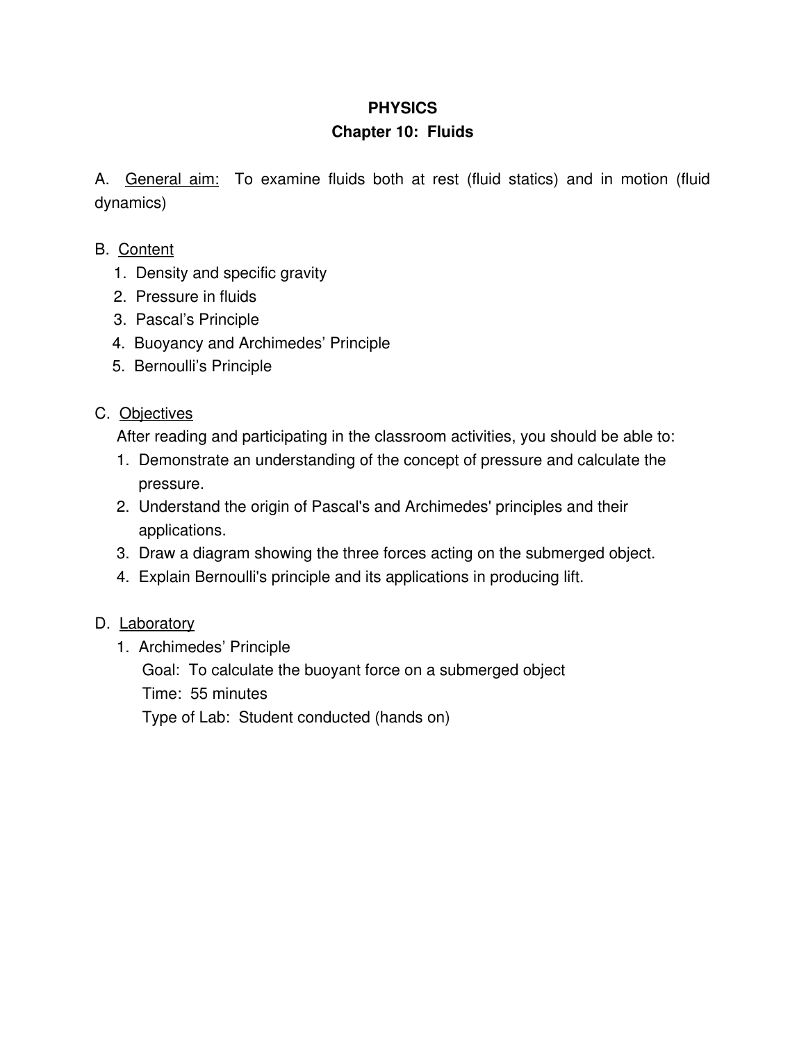# PHYSICS

## Chapter 10: Fluids

A. <u>General aim:</u> To examine fluids both at rest (fluid statics) and in motion (fluid dynamics)

B. <u>Content</u>

1. Density and specific gravity
2. Pressure in fluids
3. Pascal's Principle
4. Buoyancy and Archimedes' Principle
5. Bernoulli's Principle

C. <u>Objectives</u>

After reading and participating in the classroom activities, you should be able to:

1. Demonstrate an understanding of the concept of pressure and calculate the pressure.
2. Understand the origin of Pascal's and Archimedes' principles and their applications.
3. Draw a diagram showing the three forces acting on the submerged object.
4. Explain Bernoulli's principle and its applications in producing lift.

D. <u>Laboratory</u>

1. Archimedes' Principle

   Goal: To calculate the buoyant force on a submerged object

   Time: 55 minutes

   Type of Lab: Student conducted (hands on)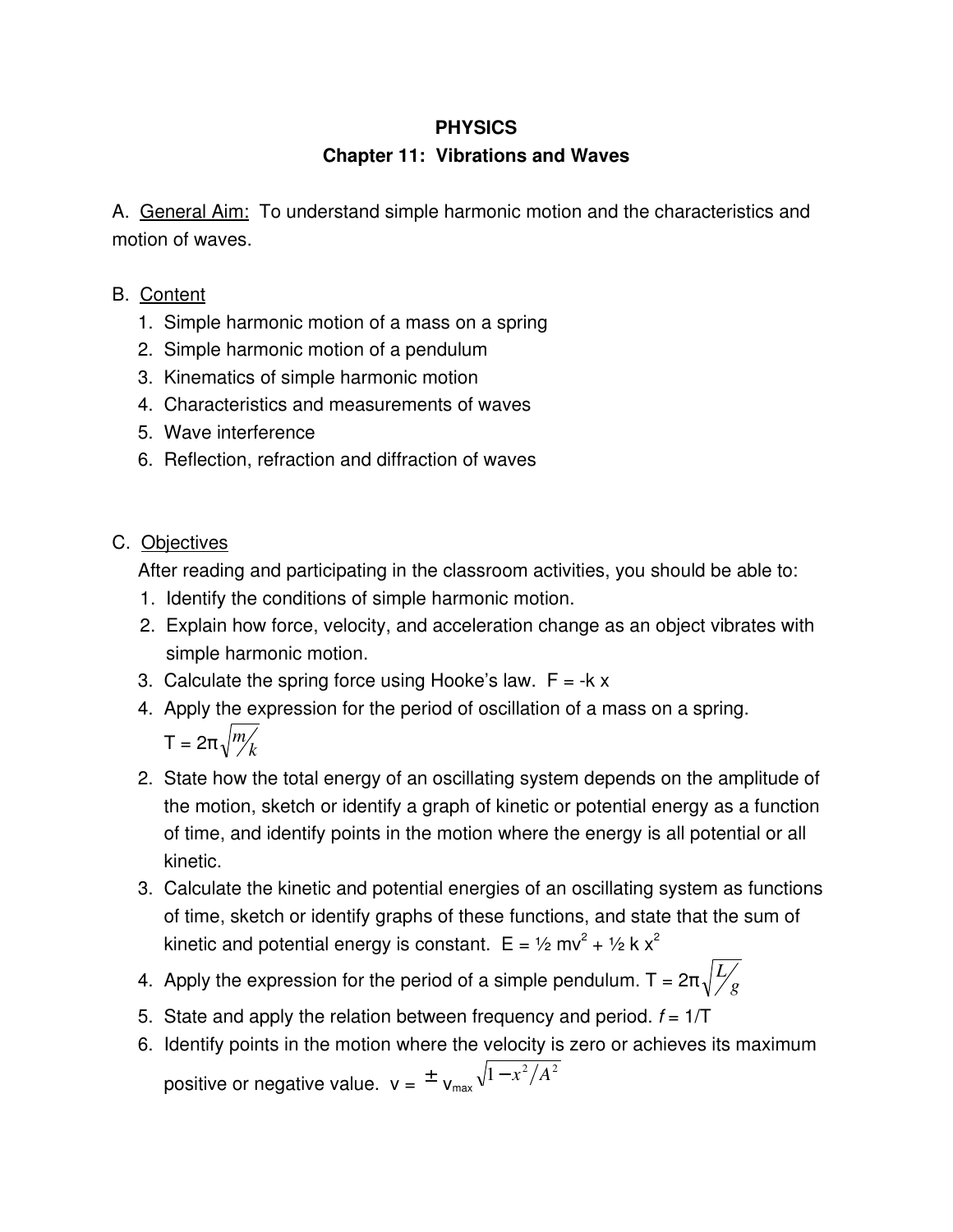**PHYSICS**

**Chapter 11: Vibrations and Waves**

A. <u>General Aim:</u> To understand simple harmonic motion and the characteristics and motion of waves.

B. <u>Content</u>

1. Simple harmonic motion of a mass on a spring
2. Simple harmonic motion of a pendulum
3. Kinematics of simple harmonic motion
4. Characteristics and measurements of waves
5. Wave interference
6. Reflection, refraction and diffraction of waves

C. <u>Objectives</u>

After reading and participating in the classroom activities, you should be able to:

1. Identify the conditions of simple harmonic motion.
2. Explain how force, velocity, and acceleration change as an object vibrates with simple harmonic motion.
3. Calculate the spring force using Hooke's law. $F = -k\,x$
4. Apply the expression for the period of oscillation of a mass on a spring. $T = 2\pi\sqrt{m/k}$
2. State how the total energy of an oscillating system depends on the amplitude of the motion, sketch or identify a graph of kinetic or potential energy as a function of time, and identify points in the motion where the energy is all potential or all kinetic.
3. Calculate the kinetic and potential energies of an oscillating system as functions of time, sketch or identify graphs of these functions, and state that the sum of kinetic and potential energy is constant. $E = \frac{1}{2}mv^2 + \frac{1}{2}k\,x^2$
4. Apply the expression for the period of a simple pendulum. $T = 2\pi\sqrt{L/g}$
5. State and apply the relation between frequency and period. $f = 1/T$
6. Identify points in the motion where the velocity is zero or achieves its maximum positive or negative value. $v = \pm v_{max}\sqrt{1 - x^2/A^2}$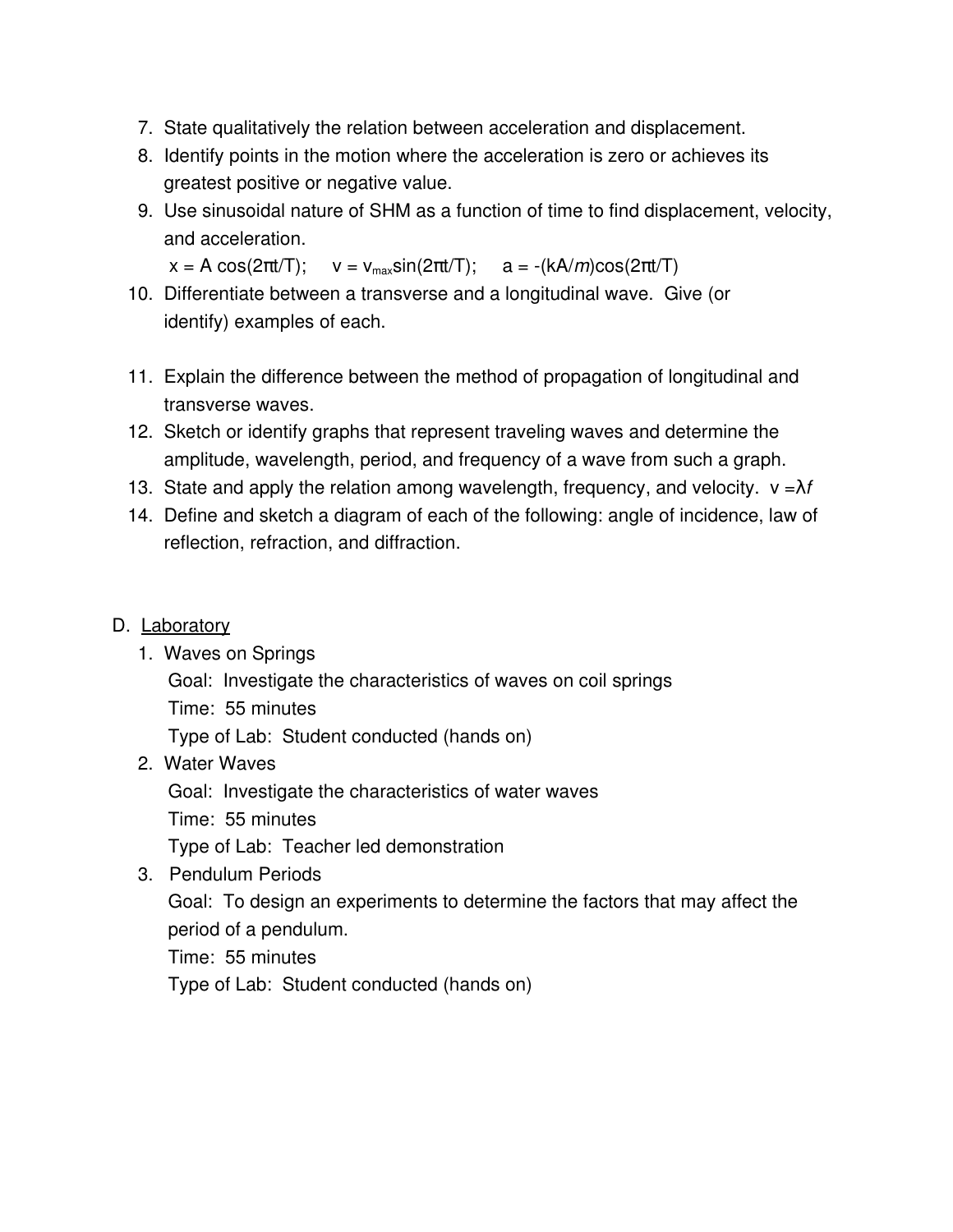7. State qualitatively the relation between acceleration and displacement.
8. Identify points in the motion where the acceleration is zero or achieves its greatest positive or negative value.
9. Use sinusoidal nature of SHM as a function of time to find displacement, velocity, and acceleration.
   $x = A\cos(2\pi t/T)$; $v = v_{max}\sin(2\pi t/T)$; $a = -(kA/m)\cos(2\pi t/T)$
10. Differentiate between a transverse and a longitudinal wave. Give (or identify) examples of each.

11. Explain the difference between the method of propagation of longitudinal and transverse waves.
12. Sketch or identify graphs that represent traveling waves and determine the amplitude, wavelength, period, and frequency of a wave from such a graph.
13. State and apply the relation among wavelength, frequency, and velocity. $v = \lambda f$
14. Define and sketch a diagram of each of the following: angle of incidence, law of reflection, refraction, and diffraction.

D. Laboratory

1. Waves on Springs
   Goal: Investigate the characteristics of waves on coil springs
   Time: 55 minutes
   Type of Lab: Student conducted (hands on)
2. Water Waves
   Goal: Investigate the characteristics of water waves
   Time: 55 minutes
   Type of Lab: Teacher led demonstration
3. Pendulum Periods
   Goal: To design an experiments to determine the factors that may affect the period of a pendulum.
   Time: 55 minutes
   Type of Lab: Student conducted (hands on)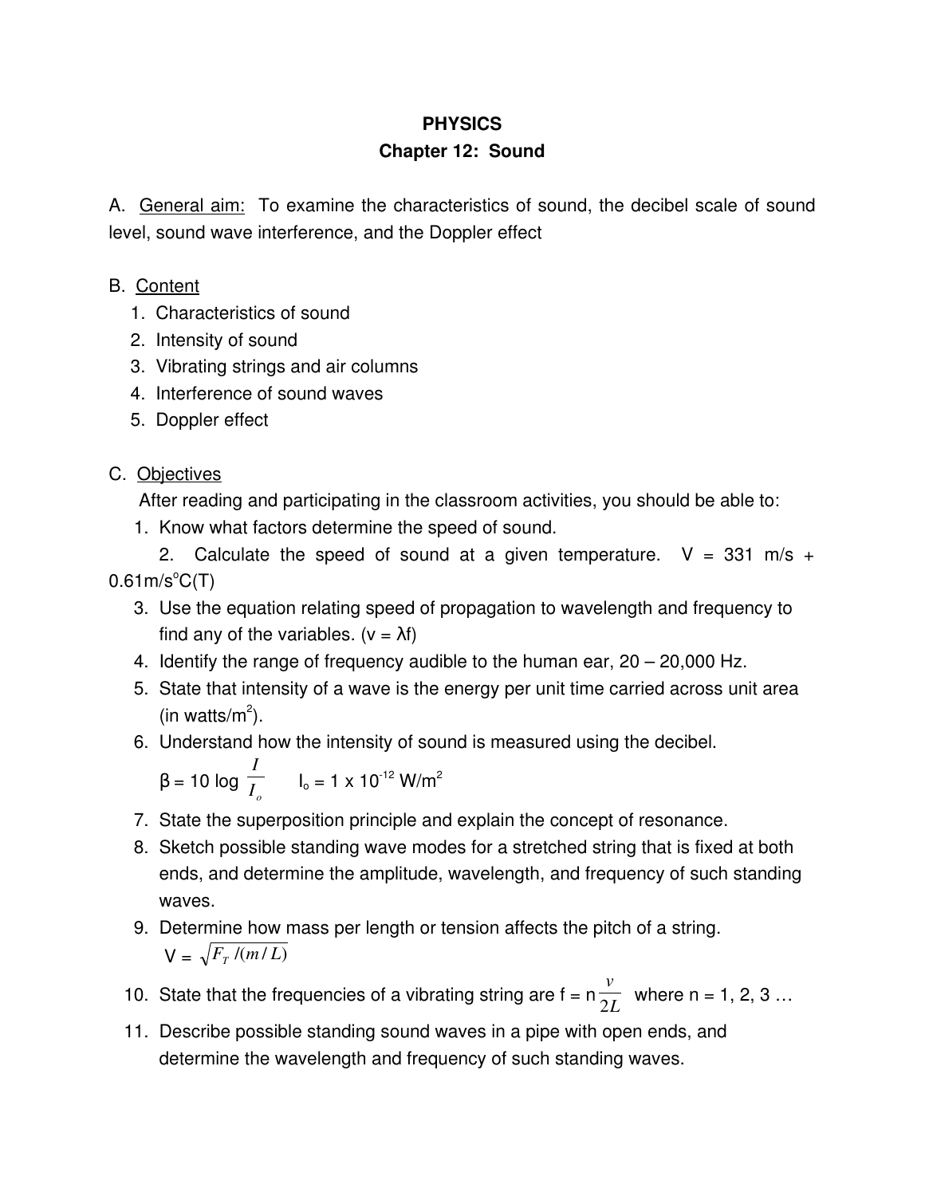# PHYSICS

## Chapter 12: Sound

A. General aim: To examine the characteristics of sound, the decibel scale of sound level, sound wave interference, and the Doppler effect

B. Content

1. Characteristics of sound
2. Intensity of sound
3. Vibrating strings and air columns
4. Interference of sound waves
5. Doppler effect

C. Objectives

After reading and participating in the classroom activities, you should be able to:

1. Know what factors determine the speed of sound.
2. Calculate the speed of sound at a given temperature. $V = 331 \text{ m/s} + 0.61 \text{m/s}^{o}\text{C}(T)$
3. Use the equation relating speed of propagation to wavelength and frequency to find any of the variables. ($v = \lambda f$)
4. Identify the range of frequency audible to the human ear, 20 – 20,000 Hz.
5. State that intensity of a wave is the energy per unit time carried across unit area (in watts/$m^2$).
6. Understand how the intensity of sound is measured using the decibel.

   $\beta = 10 \log \frac{I}{I_o}$ $\quad I_o = 1 \times 10^{-12} \text{ W/m}^2$
7. State the superposition principle and explain the concept of resonance.
8. Sketch possible standing wave modes for a stretched string that is fixed at both ends, and determine the amplitude, wavelength, and frequency of such standing waves.
9. Determine how mass per length or tension affects the pitch of a string.

   $V = \sqrt{F_T /(m/L)}$
10. State that the frequencies of a vibrating string are $f = n\frac{v}{2L}$ where n = 1, 2, 3 …
11. Describe possible standing sound waves in a pipe with open ends, and determine the wavelength and frequency of such standing waves.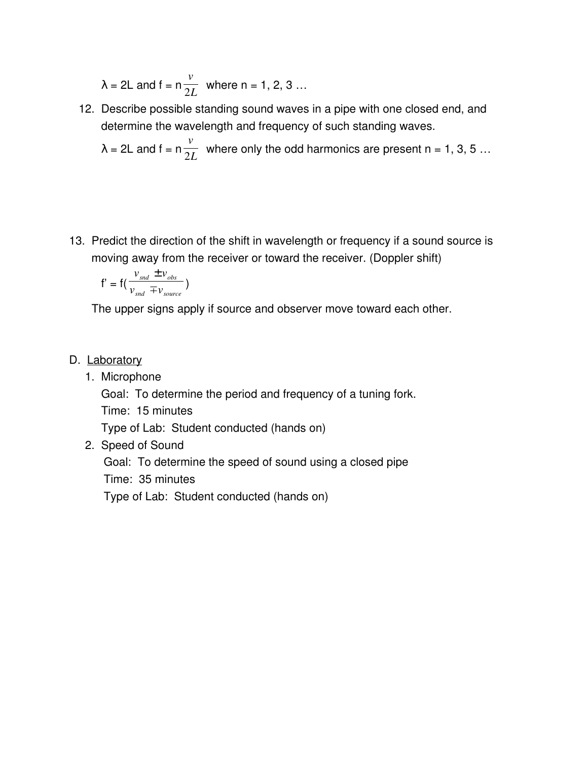$\lambda = 2L$ and $f = n\frac{v}{2L}$ where n = 1, 2, 3 …

12. Describe possible standing sound waves in a pipe with one closed end, and determine the wavelength and frequency of such standing waves.

    $\lambda = 2L$ and $f = n\frac{v}{2L}$ where only the odd harmonics are present n = 1, 3, 5 …

13. Predict the direction of the shift in wavelength or frequency if a sound source is moving away from the receiver or toward the receiver. (Doppler shift)

    $f' = f\left(\frac{v_{snd} \pm v_{obs}}{v_{snd} \mp v_{source}}\right)$

    The upper signs apply if source and observer move toward each other.

D. Laboratory

1. Microphone
   Goal: To determine the period and frequency of a tuning fork.
   Time: 15 minutes
   Type of Lab: Student conducted (hands on)
2. Speed of Sound
   Goal: To determine the speed of sound using a closed pipe
   Time: 35 minutes
   Type of Lab: Student conducted (hands on)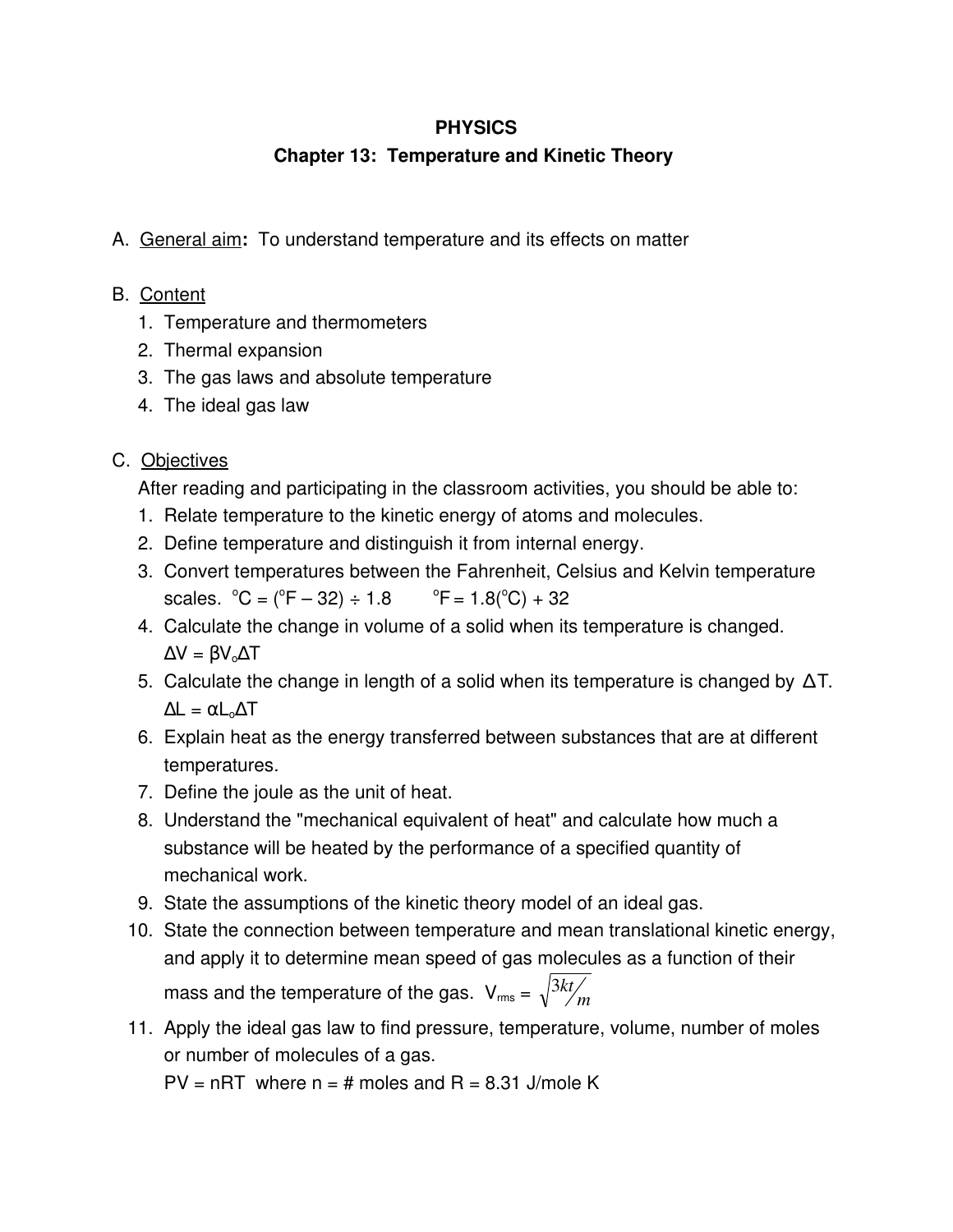# PHYSICS

## Chapter 13: Temperature and Kinetic Theory

A. General aim**:** To understand temperature and its effects on matter

B. Content

1. Temperature and thermometers
2. Thermal expansion
3. The gas laws and absolute temperature
4. The ideal gas law

C. Objectives

After reading and participating in the classroom activities, you should be able to:

1. Relate temperature to the kinetic energy of atoms and molecules.
2. Define temperature and distinguish it from internal energy.
3. Convert temperatures between the Fahrenheit, Celsius and Kelvin temperature scales. $^{o}C = (^{o}F - 32) \div 1.8$ $\quad$ $^{o}F = 1.8(^{o}C) + 32$
4. Calculate the change in volume of a solid when its temperature is changed. $\Delta V = \beta V_o \Delta T$
5. Calculate the change in length of a solid when its temperature is changed by $\Delta T$. $\Delta L = \alpha L_o \Delta T$
6. Explain heat as the energy transferred between substances that are at different temperatures.
7. Define the joule as the unit of heat.
8. Understand the "mechanical equivalent of heat" and calculate how much a substance will be heated by the performance of a specified quantity of mechanical work.
9. State the assumptions of the kinetic theory model of an ideal gas.
10. State the connection between temperature and mean translational kinetic energy, and apply it to determine mean speed of gas molecules as a function of their mass and the temperature of the gas. $V_{rms} = \sqrt{3kt/m}$
11. Apply the ideal gas law to find pressure, temperature, volume, number of moles or number of molecules of a gas.
    $PV = nRT$ where n = # moles and R = 8.31 J/mole K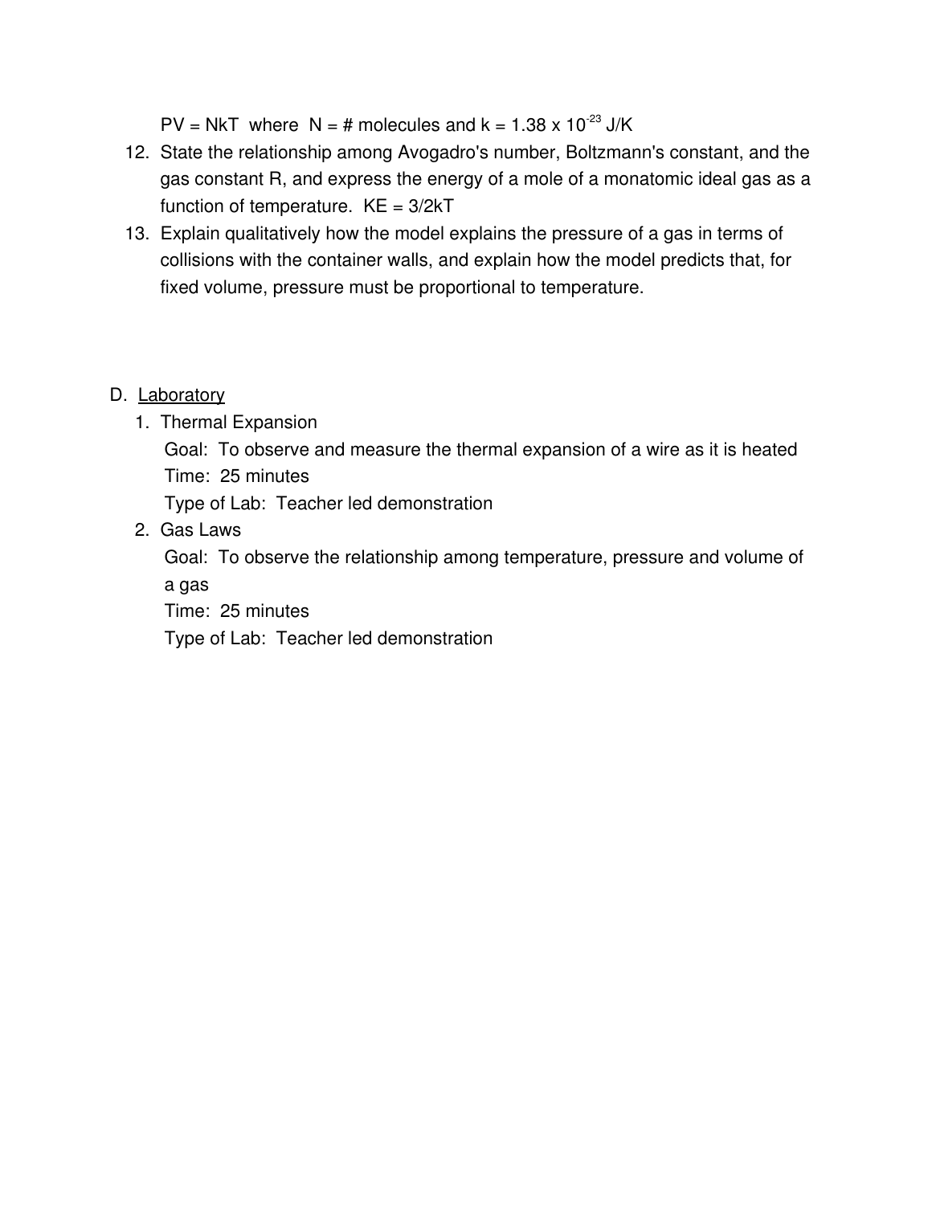$PV = NkT$ where $N$ = # molecules and $k = 1.38 \times 10^{-23}$ J/K

12. State the relationship among Avogadro's number, Boltzmann's constant, and the gas constant R, and express the energy of a mole of a monatomic ideal gas as a function of temperature. $KE = 3/2kT$
13. Explain qualitatively how the model explains the pressure of a gas in terms of collisions with the container walls, and explain how the model predicts that, for fixed volume, pressure must be proportional to temperature.

D. Laboratory

1. Thermal Expansion

   Goal: To observe and measure the thermal expansion of a wire as it is heated

   Time: 25 minutes

   Type of Lab: Teacher led demonstration

2. Gas Laws

   Goal: To observe the relationship among temperature, pressure and volume of a gas

   Time: 25 minutes

   Type of Lab: Teacher led demonstration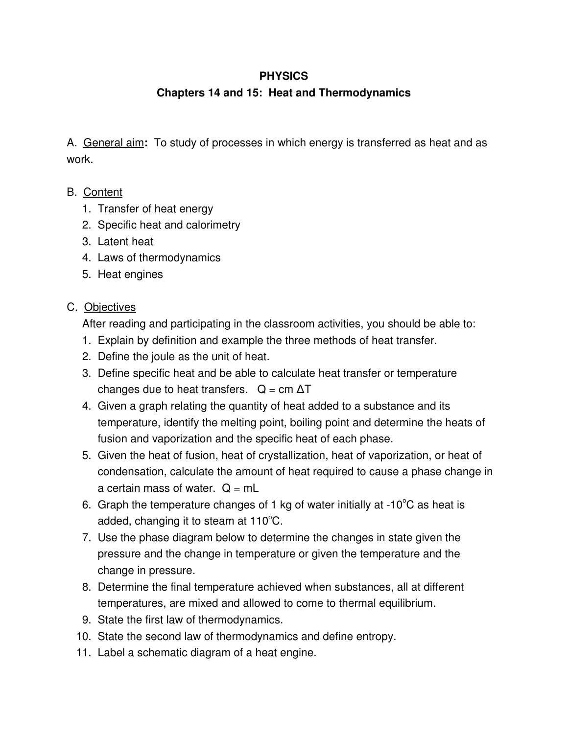# PHYSICS

## Chapters 14 and 15: Heat and Thermodynamics

A. General aim**:** To study of processes in which energy is transferred as heat and as work.

B. Content

1. Transfer of heat energy
2. Specific heat and calorimetry
3. Latent heat
4. Laws of thermodynamics
5. Heat engines

C. Objectives

After reading and participating in the classroom activities, you should be able to:

1. Explain by definition and example the three methods of heat transfer.
2. Define the joule as the unit of heat.
3. Define specific heat and be able to calculate heat transfer or temperature changes due to heat transfers. $Q = cm\,\Delta T$
4. Given a graph relating the quantity of heat added to a substance and its temperature, identify the melting point, boiling point and determine the heats of fusion and vaporization and the specific heat of each phase.
5. Given the heat of fusion, heat of crystallization, heat of vaporization, or heat of condensation, calculate the amount of heat required to cause a phase change in a certain mass of water. $Q = mL$
6. Graph the temperature changes of 1 kg of water initially at -10°C as heat is added, changing it to steam at 110°C.
7. Use the phase diagram below to determine the changes in state given the pressure and the change in temperature or given the temperature and the change in pressure.
8. Determine the final temperature achieved when substances, all at different temperatures, are mixed and allowed to come to thermal equilibrium.
9. State the first law of thermodynamics.
10. State the second law of thermodynamics and define entropy.
11. Label a schematic diagram of a heat engine.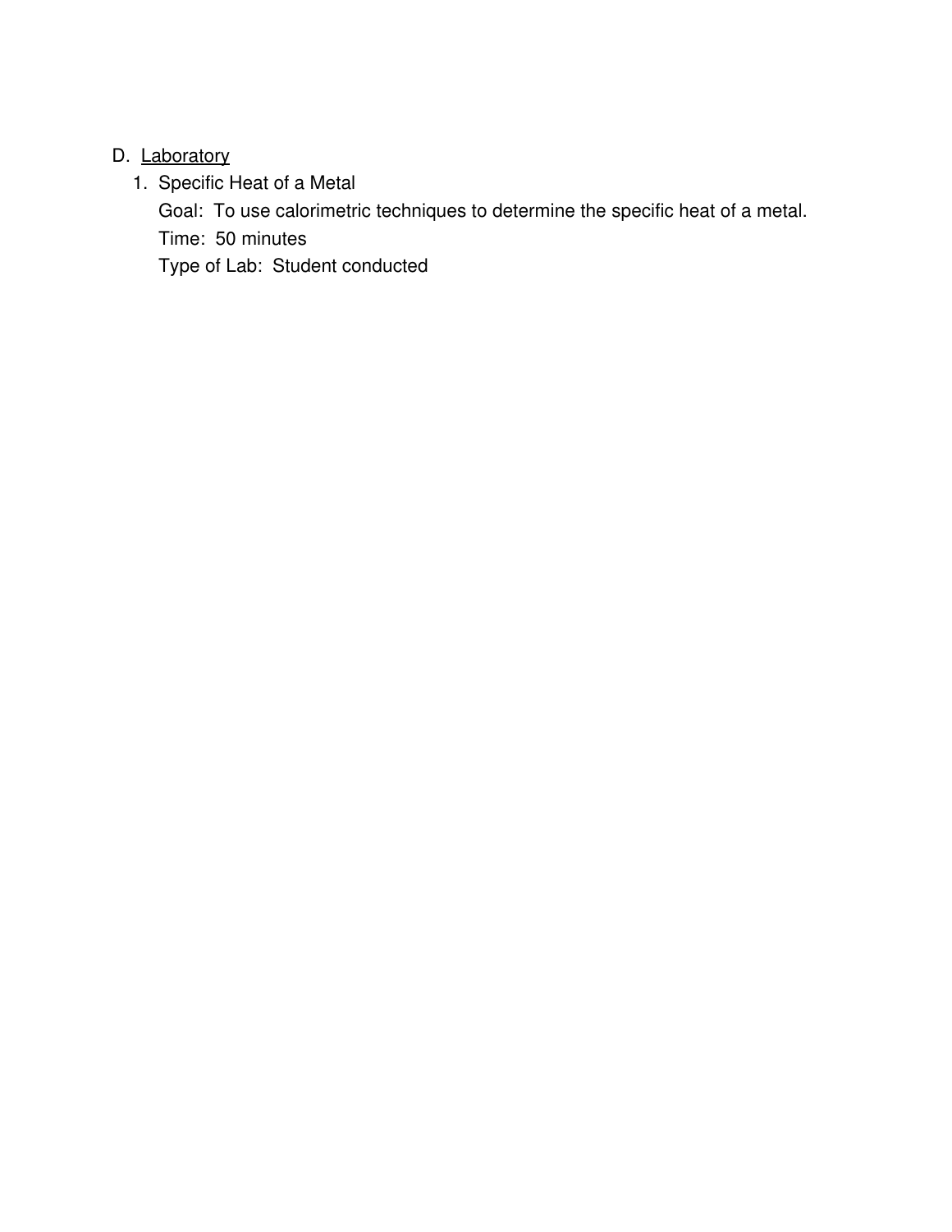D. <u>Laboratory</u>

1. Specific Heat of a Metal

   Goal: To use calorimetric techniques to determine the specific heat of a metal.

   Time: 50 minutes

   Type of Lab: Student conducted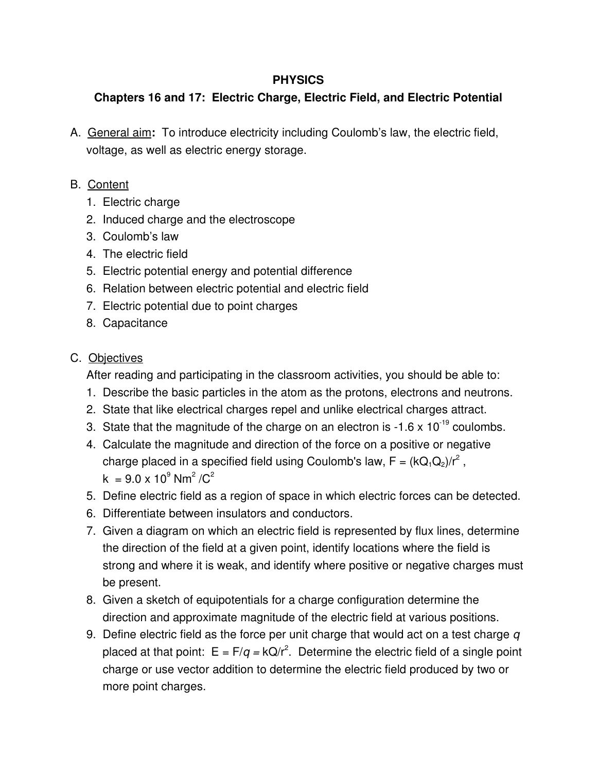**PHYSICS**

**Chapters 16 and 17: Electric Charge, Electric Field, and Electric Potential**

A. General aim**:** To introduce electricity including Coulomb's law, the electric field, voltage, as well as electric energy storage.

B. Content
   1. Electric charge
   2. Induced charge and the electroscope
   3. Coulomb's law
   4. The electric field
   5. Electric potential energy and potential difference
   6. Relation between electric potential and electric field
   7. Electric potential due to point charges
   8. Capacitance

C. Objectives

   After reading and participating in the classroom activities, you should be able to:
   1. Describe the basic particles in the atom as the protons, electrons and neutrons.
   2. State that like electrical charges repel and unlike electrical charges attract.
   3. State that the magnitude of the charge on an electron is $-1.6 \times 10^{-19}$ coulombs.
   4. Calculate the magnitude and direction of the force on a positive or negative charge placed in a specified field using Coulomb's law, $F = (kQ_1Q_2)/r^2$, $k = 9.0 \times 10^9 \text{ Nm}^2/\text{C}^2$
   5. Define electric field as a region of space in which electric forces can be detected.
   6. Differentiate between insulators and conductors.
   7. Given a diagram on which an electric field is represented by flux lines, determine the direction of the field at a given point, identify locations where the field is strong and where it is weak, and identify where positive or negative charges must be present.
   8. Given a sketch of equipotentials for a charge configuration determine the direction and approximate magnitude of the electric field at various positions.
   9. Define electric field as the force per unit charge that would act on a test charge $q$ placed at that point: $E = F/q = kQ/r^2$. Determine the electric field of a single point charge or use vector addition to determine the electric field produced by two or more point charges.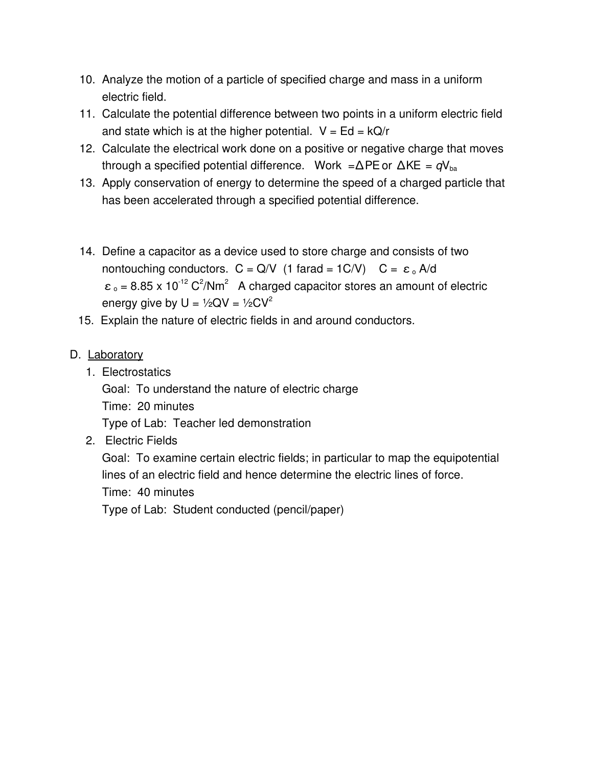10. Analyze the motion of a particle of specified charge and mass in a uniform electric field.
11. Calculate the potential difference between two points in a uniform electric field and state which is at the higher potential. $V = Ed = kQ/r$
12. Calculate the electrical work done on a positive or negative charge that moves through a specified potential difference. Work $= \Delta PE$ or $\Delta KE = qV_{ba}$
13. Apply conservation of energy to determine the speed of a charged particle that has been accelerated through a specified potential difference.

14. Define a capacitor as a device used to store charge and consists of two nontouching conductors. $C = Q/V$ (1 farad = 1C/V) $C = \varepsilon_o A/d$ $\varepsilon_o = 8.85 \times 10^{-12}\ C^2/Nm^2$ A charged capacitor stores an amount of electric energy give by $U = ½QV = ½CV^2$
15. Explain the nature of electric fields in and around conductors.

D. Laboratory

1. Electrostatics
   Goal: To understand the nature of electric charge
   Time: 20 minutes
   Type of Lab: Teacher led demonstration
2. Electric Fields
   Goal: To examine certain electric fields; in particular to map the equipotential lines of an electric field and hence determine the electric lines of force.
   Time: 40 minutes
   Type of Lab: Student conducted (pencil/paper)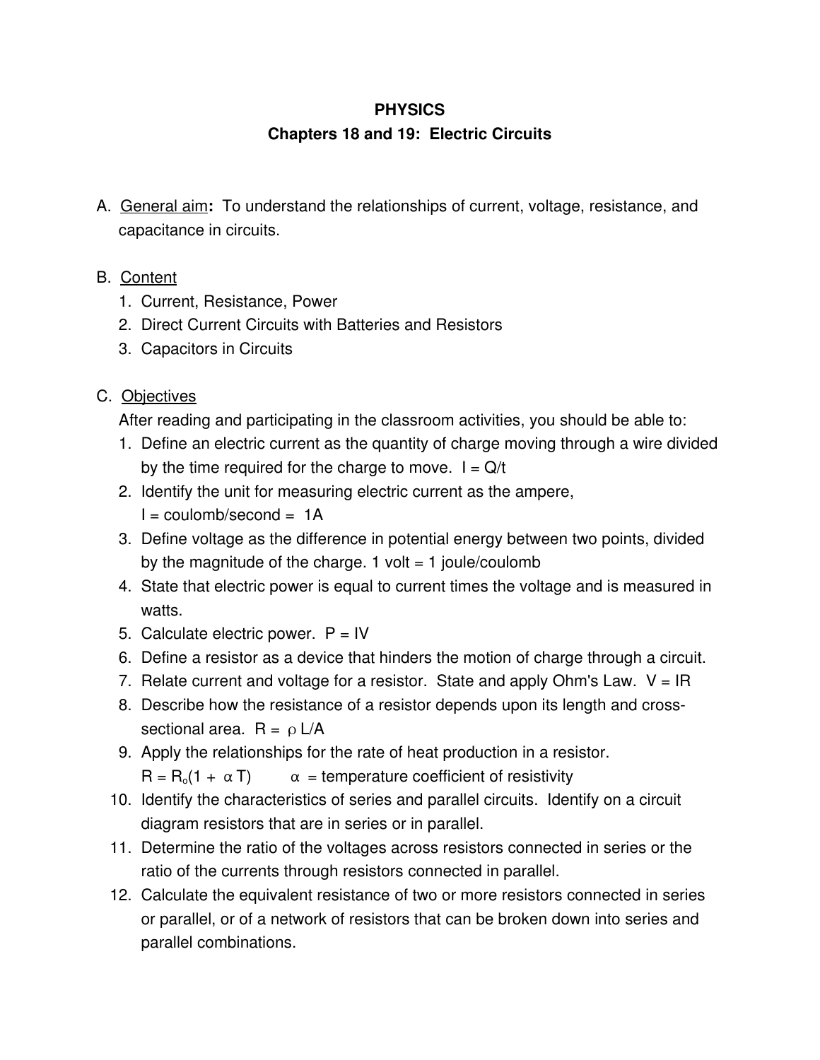**PHYSICS**

**Chapters 18 and 19: Electric Circuits**

A. General aim**:** To understand the relationships of current, voltage, resistance, and capacitance in circuits.

B. Content
   1. Current, Resistance, Power
   2. Direct Current Circuits with Batteries and Resistors
   3. Capacitors in Circuits

C. Objectives

   After reading and participating in the classroom activities, you should be able to:
   1. Define an electric current as the quantity of charge moving through a wire divided by the time required for the charge to move. $I = Q/t$
   2. Identify the unit for measuring electric current as the ampere, $I$ = coulomb/second = 1A
   3. Define voltage as the difference in potential energy between two points, divided by the magnitude of the charge. 1 volt = 1 joule/coulomb
   4. State that electric power is equal to current times the voltage and is measured in watts.
   5. Calculate electric power. $P = IV$
   6. Define a resistor as a device that hinders the motion of charge through a circuit.
   7. Relate current and voltage for a resistor. State and apply Ohm's Law. $V = IR$
   8. Describe how the resistance of a resistor depends upon its length and cross-sectional area. $R = \rho L/A$
   9. Apply the relationships for the rate of heat production in a resistor. $R = R_o(1 + \alpha T)$ $\alpha$ = temperature coefficient of resistivity
   10. Identify the characteristics of series and parallel circuits. Identify on a circuit diagram resistors that are in series or in parallel.
   11. Determine the ratio of the voltages across resistors connected in series or the ratio of the currents through resistors connected in parallel.
   12. Calculate the equivalent resistance of two or more resistors connected in series or parallel, or of a network of resistors that can be broken down into series and parallel combinations.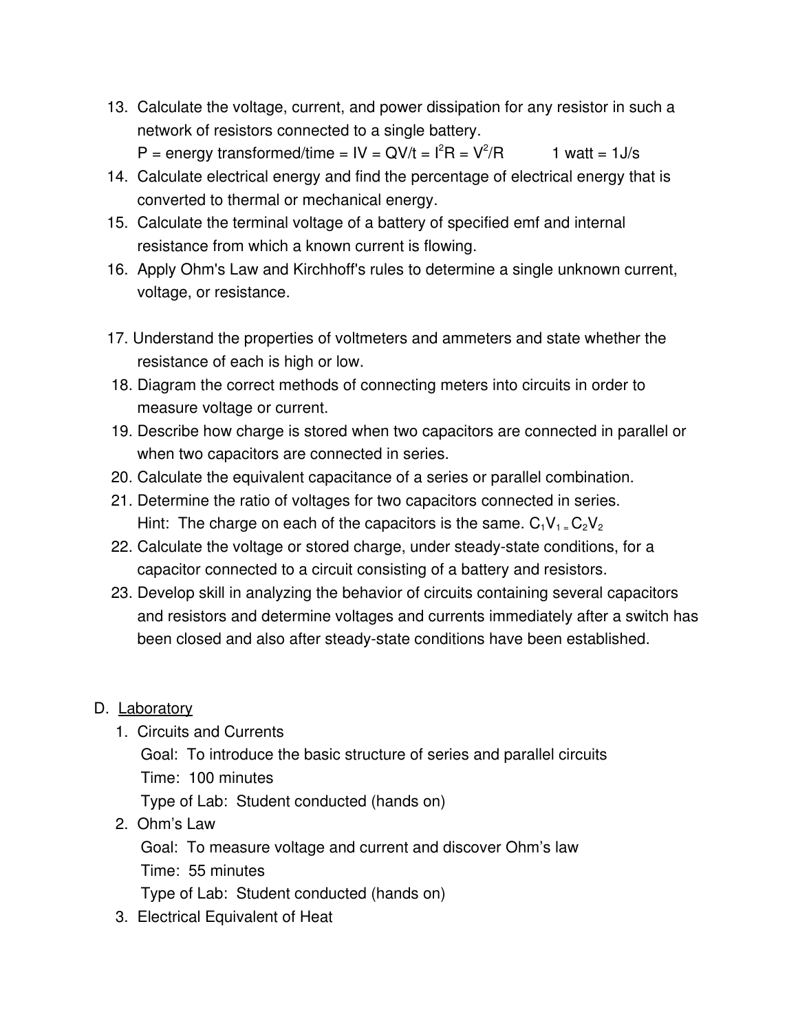13. Calculate the voltage, current, and power dissipation for any resistor in such a network of resistors connected to a single battery.
    $P$ = energy transformed/time = $IV = QV/t = I^2R = V^2/R$ 1 watt = 1J/s
14. Calculate electrical energy and find the percentage of electrical energy that is converted to thermal or mechanical energy.
15. Calculate the terminal voltage of a battery of specified emf and internal resistance from which a known current is flowing.
16. Apply Ohm's Law and Kirchhoff's rules to determine a single unknown current, voltage, or resistance.

17. Understand the properties of voltmeters and ammeters and state whether the resistance of each is high or low.
18. Diagram the correct methods of connecting meters into circuits in order to measure voltage or current.
19. Describe how charge is stored when two capacitors are connected in parallel or when two capacitors are connected in series.
20. Calculate the equivalent capacitance of a series or parallel combination.
21. Determine the ratio of voltages for two capacitors connected in series.
    Hint: The charge on each of the capacitors is the same. $C_1V_1 = C_2V_2$
22. Calculate the voltage or stored charge, under steady-state conditions, for a capacitor connected to a circuit consisting of a battery and resistors.
23. Develop skill in analyzing the behavior of circuits containing several capacitors and resistors and determine voltages and currents immediately after a switch has been closed and also after steady-state conditions have been established.

D. Laboratory

1. Circuits and Currents
   Goal: To introduce the basic structure of series and parallel circuits
   Time: 100 minutes
   Type of Lab: Student conducted (hands on)
2. Ohm's Law
   Goal: To measure voltage and current and discover Ohm's law
   Time: 55 minutes
   Type of Lab: Student conducted (hands on)
3. Electrical Equivalent of Heat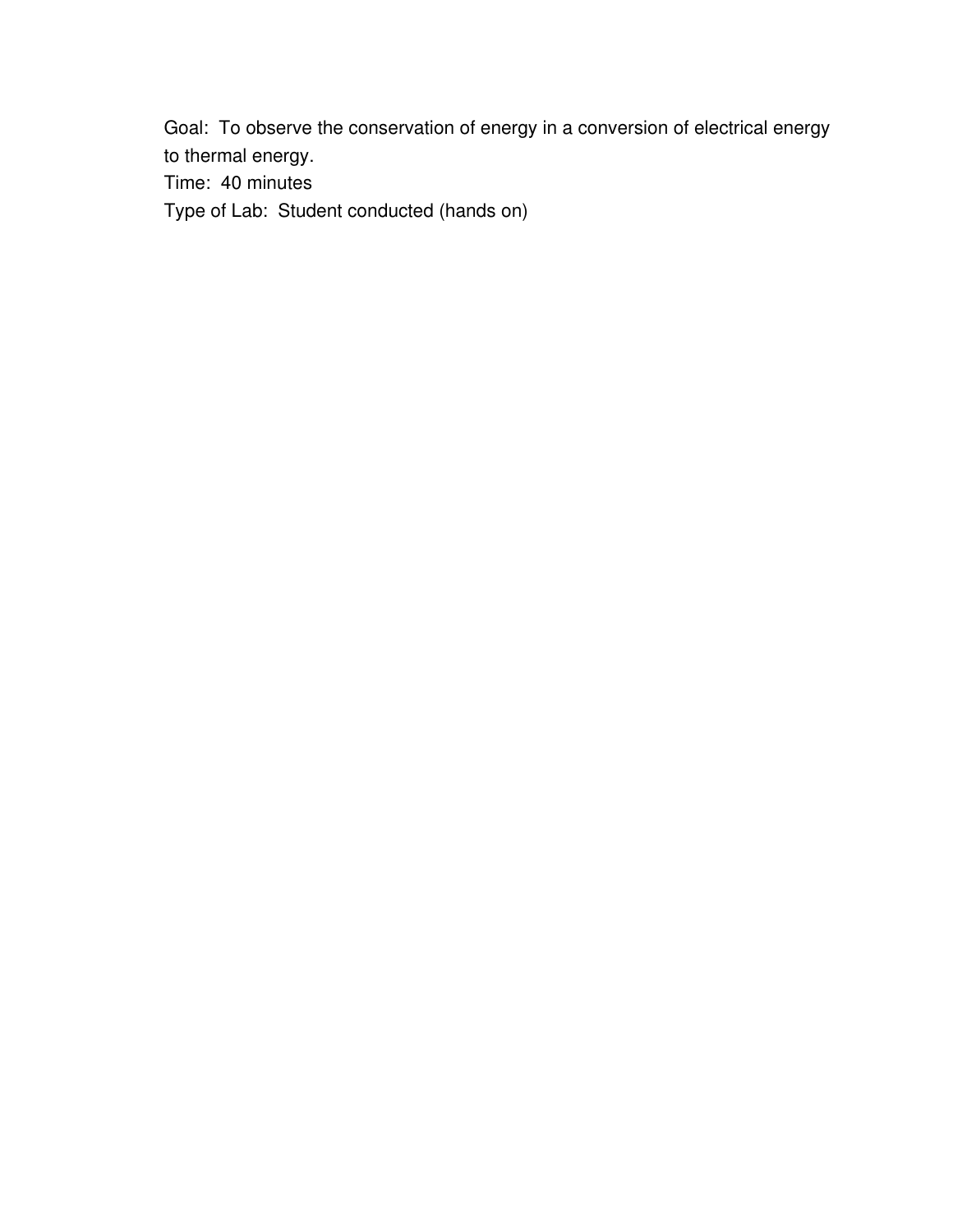Goal: To observe the conservation of energy in a conversion of electrical energy to thermal energy.

Time: 40 minutes

Type of Lab: Student conducted (hands on)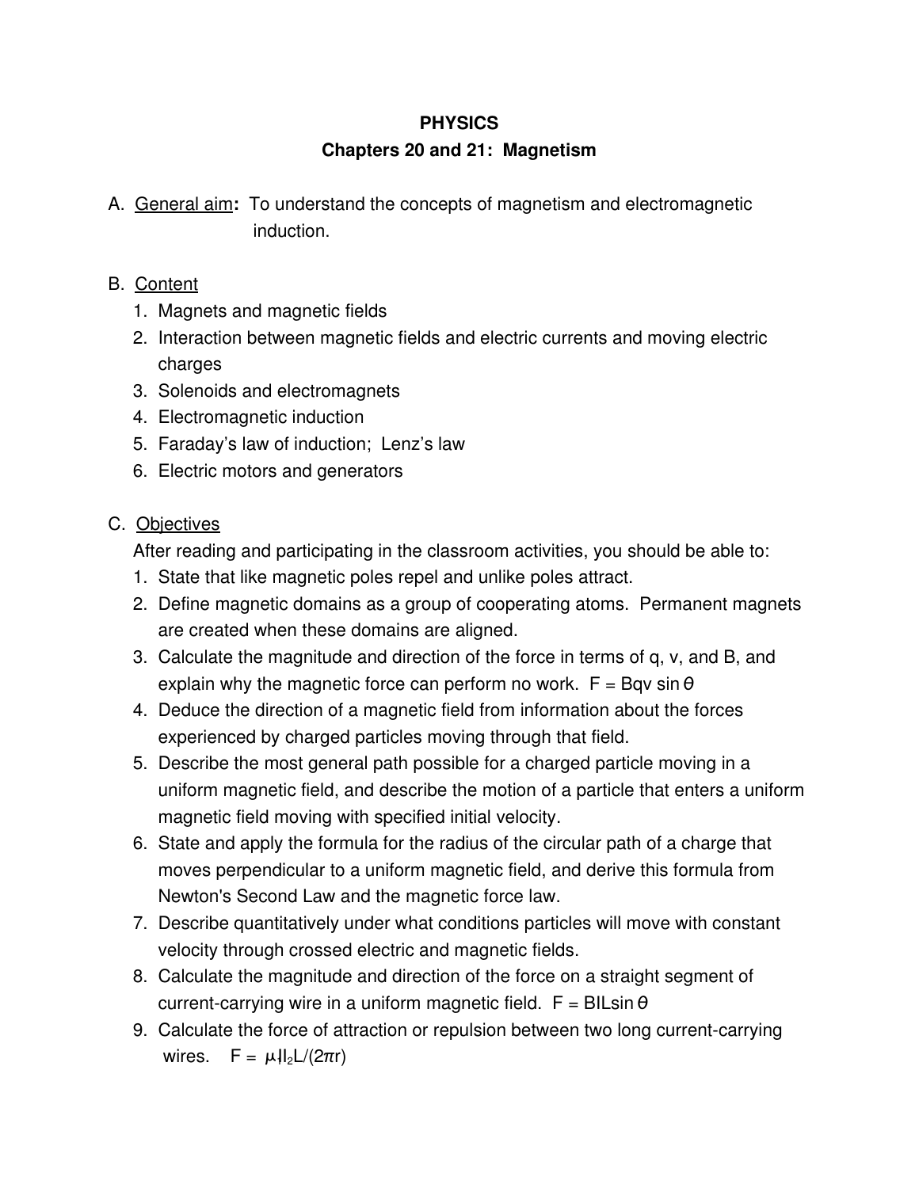# PHYSICS

## Chapters 20 and 21: Magnetism

A. General aim**:** To understand the concepts of magnetism and electromagnetic induction.

B. Content

1. Magnets and magnetic fields
2. Interaction between magnetic fields and electric currents and moving electric charges
3. Solenoids and electromagnets
4. Electromagnetic induction
5. Faraday's law of induction; Lenz's law
6. Electric motors and generators

C. Objectives

After reading and participating in the classroom activities, you should be able to:

1. State that like magnetic poles repel and unlike poles attract.
2. Define magnetic domains as a group of cooperating atoms. Permanent magnets are created when these domains are aligned.
3. Calculate the magnitude and direction of the force in terms of q, v, and B, and explain why the magnetic force can perform no work. $F = Bqv \sin\theta$
4. Deduce the direction of a magnetic field from information about the forces experienced by charged particles moving through that field.
5. Describe the most general path possible for a charged particle moving in a uniform magnetic field, and describe the motion of a particle that enters a uniform magnetic field moving with specified initial velocity.
6. State and apply the formula for the radius of the circular path of a charge that moves perpendicular to a uniform magnetic field, and derive this formula from Newton's Second Law and the magnetic force law.
7. Describe quantitatively under what conditions particles will move with constant velocity through crossed electric and magnetic fields.
8. Calculate the magnitude and direction of the force on a straight segment of current-carrying wire in a uniform magnetic field. $F = BIL\sin\theta$
9. Calculate the force of attraction or repulsion between two long current-carrying wires. $F = \mu_o I_1 I_2 L/(2\pi r)$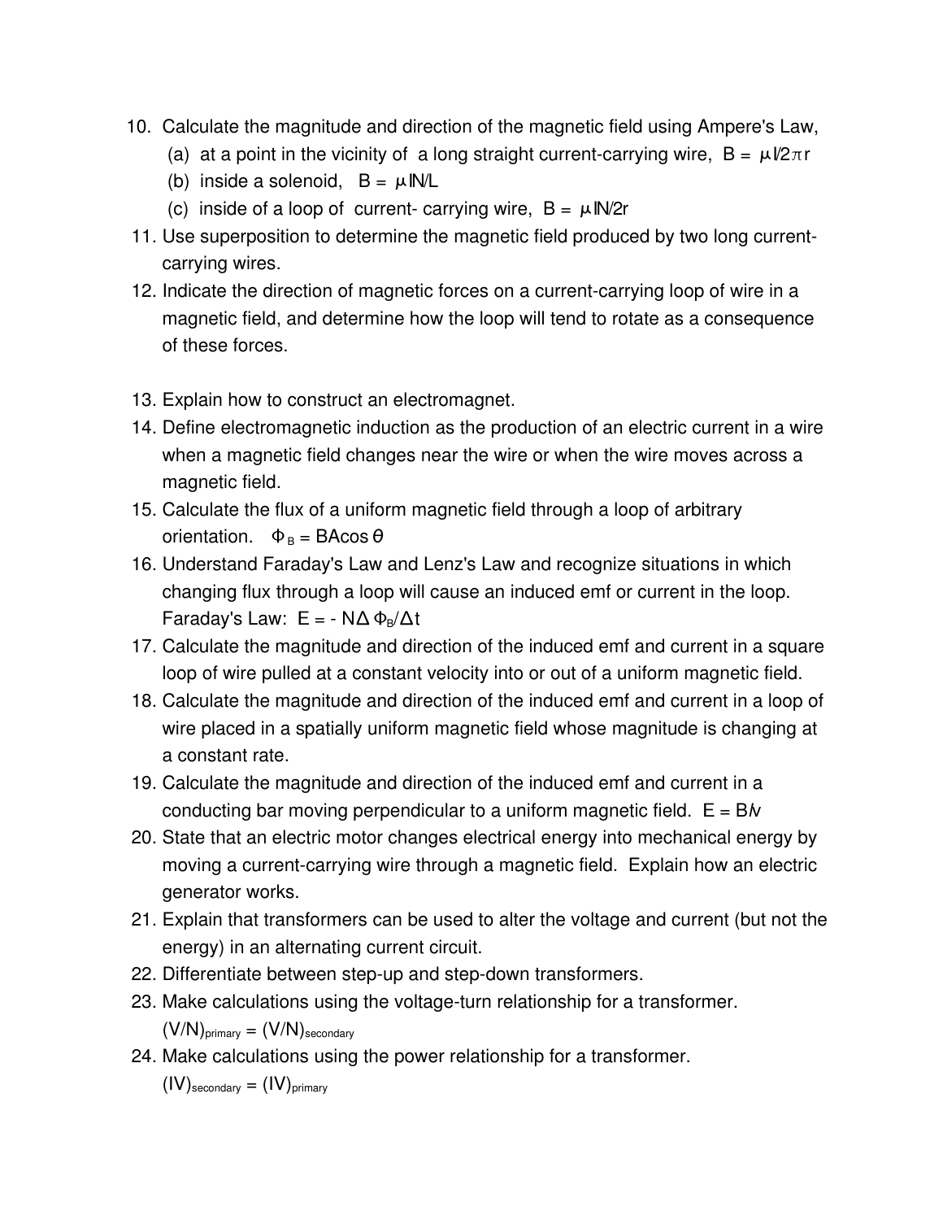10. Calculate the magnitude and direction of the magnetic field using Ampere's Law,
    (a) at a point in the vicinity of a long straight current-carrying wire, $B = \mu I/2\pi r$
    (b) inside a solenoid, $B = \mu IN/L$
    (c) inside of a loop of current- carrying wire, $B = \mu IN/2r$
11. Use superposition to determine the magnetic field produced by two long current-carrying wires.
12. Indicate the direction of magnetic forces on a current-carrying loop of wire in a magnetic field, and determine how the loop will tend to rotate as a consequence of these forces.
13. Explain how to construct an electromagnet.
14. Define electromagnetic induction as the production of an electric current in a wire when a magnetic field changes near the wire or when the wire moves across a magnetic field.
15. Calculate the flux of a uniform magnetic field through a loop of arbitrary orientation. $\Phi_B = BA\cos\theta$
16. Understand Faraday's Law and Lenz's Law and recognize situations in which changing flux through a loop will cause an induced emf or current in the loop. Faraday's Law: $E = -N\Delta\Phi_B/\Delta t$
17. Calculate the magnitude and direction of the induced emf and current in a square loop of wire pulled at a constant velocity into or out of a uniform magnetic field.
18. Calculate the magnitude and direction of the induced emf and current in a loop of wire placed in a spatially uniform magnetic field whose magnitude is changing at a constant rate.
19. Calculate the magnitude and direction of the induced emf and current in a conducting bar moving perpendicular to a uniform magnetic field. $E = Blv$
20. State that an electric motor changes electrical energy into mechanical energy by moving a current-carrying wire through a magnetic field. Explain how an electric generator works.
21. Explain that transformers can be used to alter the voltage and current (but not the energy) in an alternating current circuit.
22. Differentiate between step-up and step-down transformers.
23. Make calculations using the voltage-turn relationship for a transformer. $(V/N)_{primary} = (V/N)_{secondary}$
24. Make calculations using the power relationship for a transformer. $(IV)_{secondary} = (IV)_{primary}$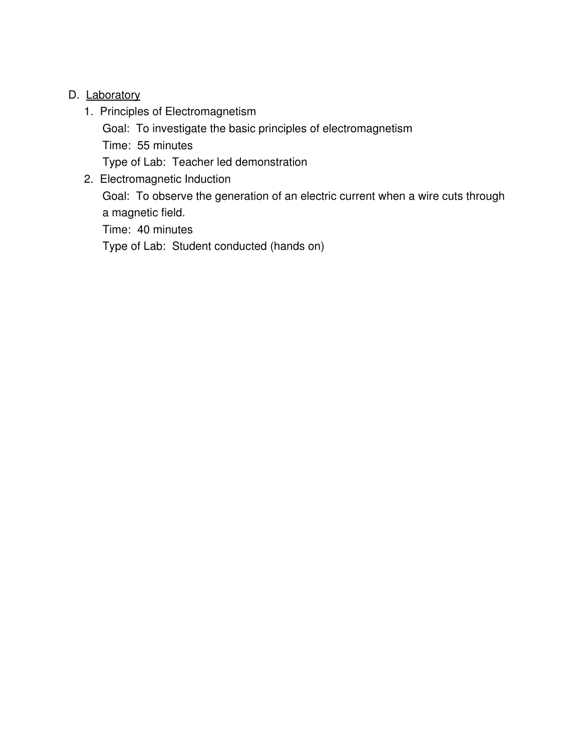D. <u>Laboratory</u>

1. Principles of Electromagnetism

   Goal: To investigate the basic principles of electromagnetism

   Time: 55 minutes

   Type of Lab: Teacher led demonstration

2. Electromagnetic Induction

   Goal: To observe the generation of an electric current when a wire cuts through a magnetic field.

   Time: 40 minutes

   Type of Lab: Student conducted (hands on)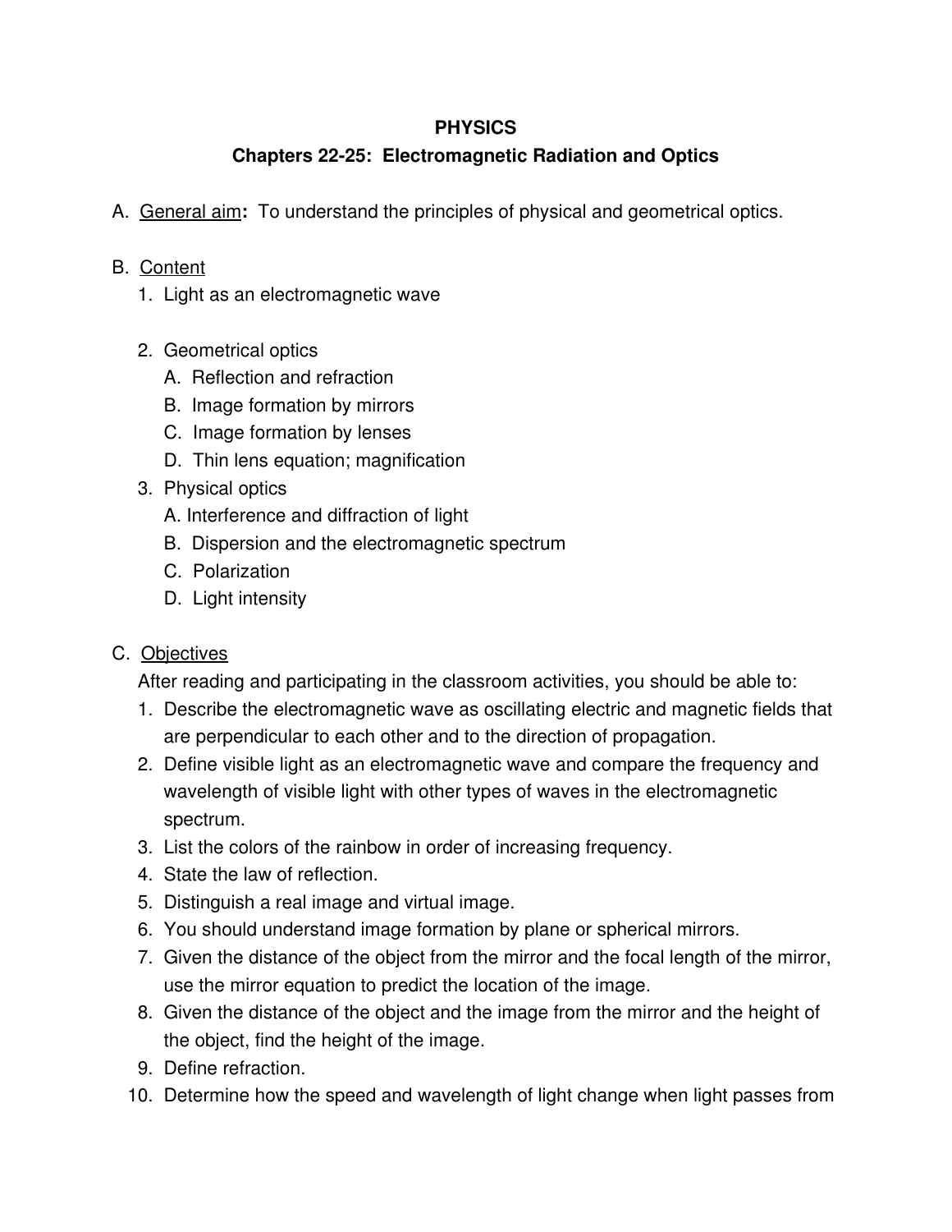**PHYSICS**

**Chapters 22-25: Electromagnetic Radiation and Optics**

A. General aim**:** To understand the principles of physical and geometrical optics.

B. Content

1. Light as an electromagnetic wave

2. Geometrical optics
   A. Reflection and refraction
   B. Image formation by mirrors
   C. Image formation by lenses
   D. Thin lens equation; magnification
3. Physical optics
   A. Interference and diffraction of light
   B. Dispersion and the electromagnetic spectrum
   C. Polarization
   D. Light intensity

C. Objectives

After reading and participating in the classroom activities, you should be able to:

1. Describe the electromagnetic wave as oscillating electric and magnetic fields that are perpendicular to each other and to the direction of propagation.
2. Define visible light as an electromagnetic wave and compare the frequency and wavelength of visible light with other types of waves in the electromagnetic spectrum.
3. List the colors of the rainbow in order of increasing frequency.
4. State the law of reflection.
5. Distinguish a real image and virtual image.
6. You should understand image formation by plane or spherical mirrors.
7. Given the distance of the object from the mirror and the focal length of the mirror, use the mirror equation to predict the location of the image.
8. Given the distance of the object and the image from the mirror and the height of the object, find the height of the image.
9. Define refraction.
10. Determine how the speed and wavelength of light change when light passes from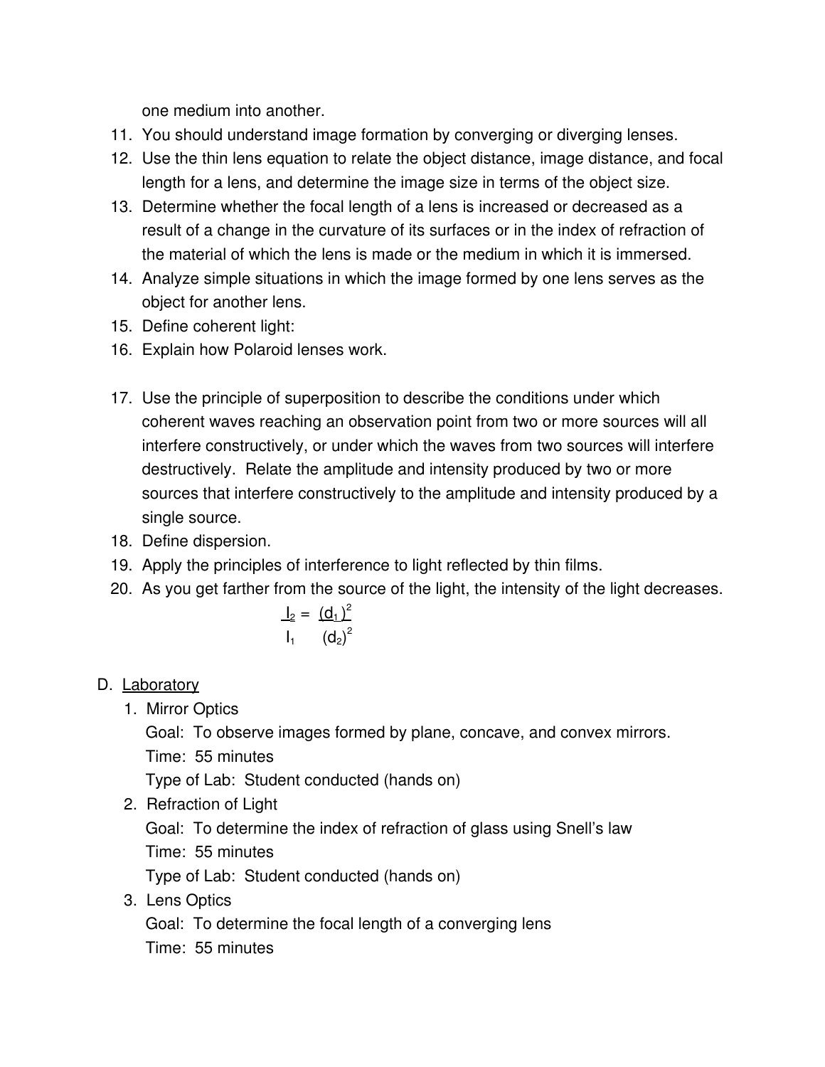one medium into another.

11. You should understand image formation by converging or diverging lenses.
12. Use the thin lens equation to relate the object distance, image distance, and focal length for a lens, and determine the image size in terms of the object size.
13. Determine whether the focal length of a lens is increased or decreased as a result of a change in the curvature of its surfaces or in the index of refraction of the material of which the lens is made or the medium in which it is immersed.
14. Analyze simple situations in which the image formed by one lens serves as the object for another lens.
15. Define coherent light:
16. Explain how Polaroid lenses work.
17. Use the principle of superposition to describe the conditions under which coherent waves reaching an observation point from two or more sources will all interfere constructively, or under which the waves from two sources will interfere destructively. Relate the amplitude and intensity produced by two or more sources that interfere constructively to the amplitude and intensity produced by a single source.
18. Define dispersion.
19. Apply the principles of interference to light reflected by thin films.
20. As you get farther from the source of the light, the intensity of the light decreases.

$$\frac{I_2}{I_1} = \frac{(d_1)^2}{(d_2)^2}$$

D. <u>Laboratory</u>

1. Mirror Optics
   Goal: To observe images formed by plane, concave, and convex mirrors.
   Time: 55 minutes
   Type of Lab: Student conducted (hands on)
2. Refraction of Light
   Goal: To determine the index of refraction of glass using Snell's law
   Time: 55 minutes
   Type of Lab: Student conducted (hands on)
3. Lens Optics
   Goal: To determine the focal length of a converging lens
   Time: 55 minutes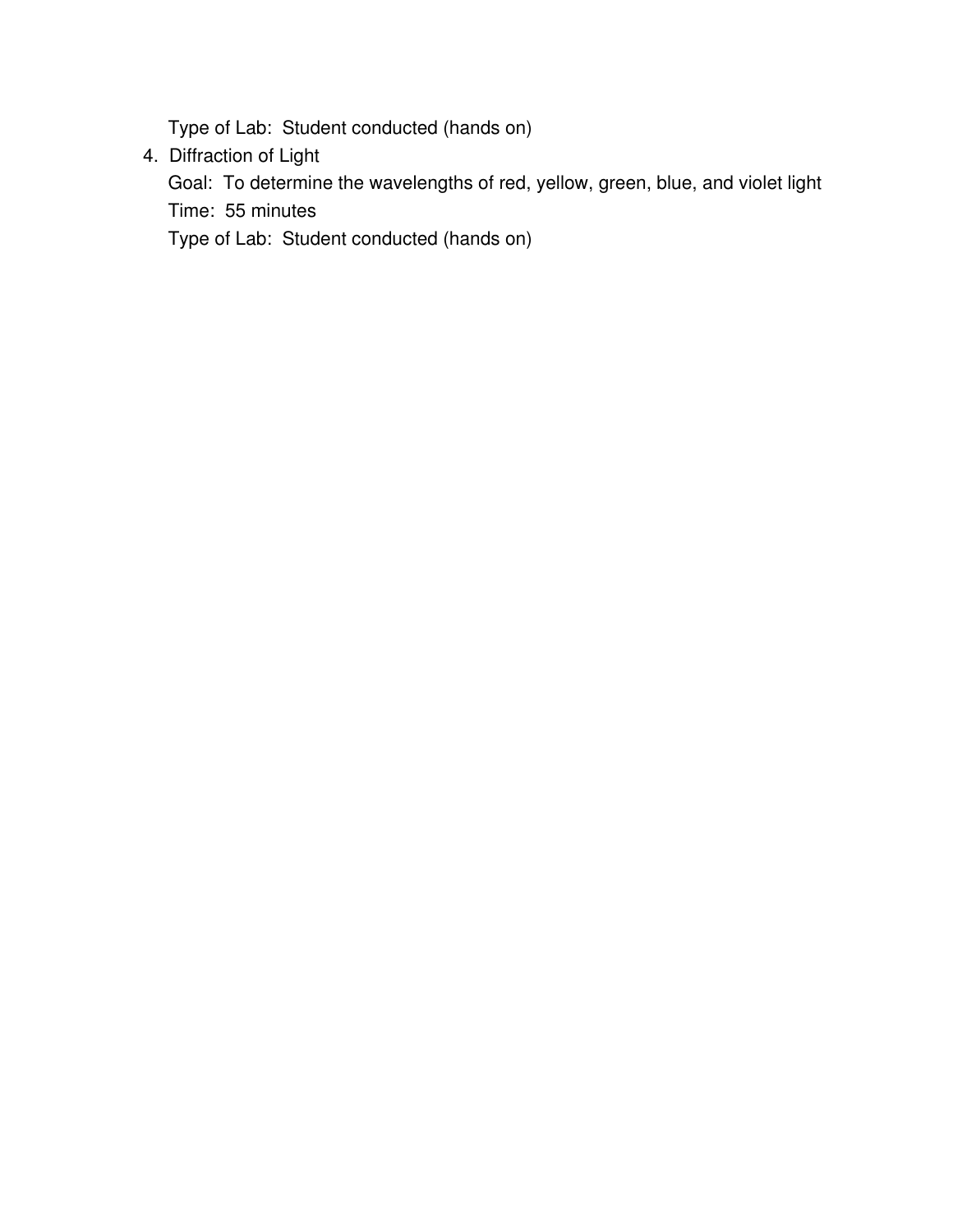Type of Lab: Student conducted (hands on)

4. Diffraction of Light

   Goal: To determine the wavelengths of red, yellow, green, blue, and violet light

   Time: 55 minutes

   Type of Lab: Student conducted (hands on)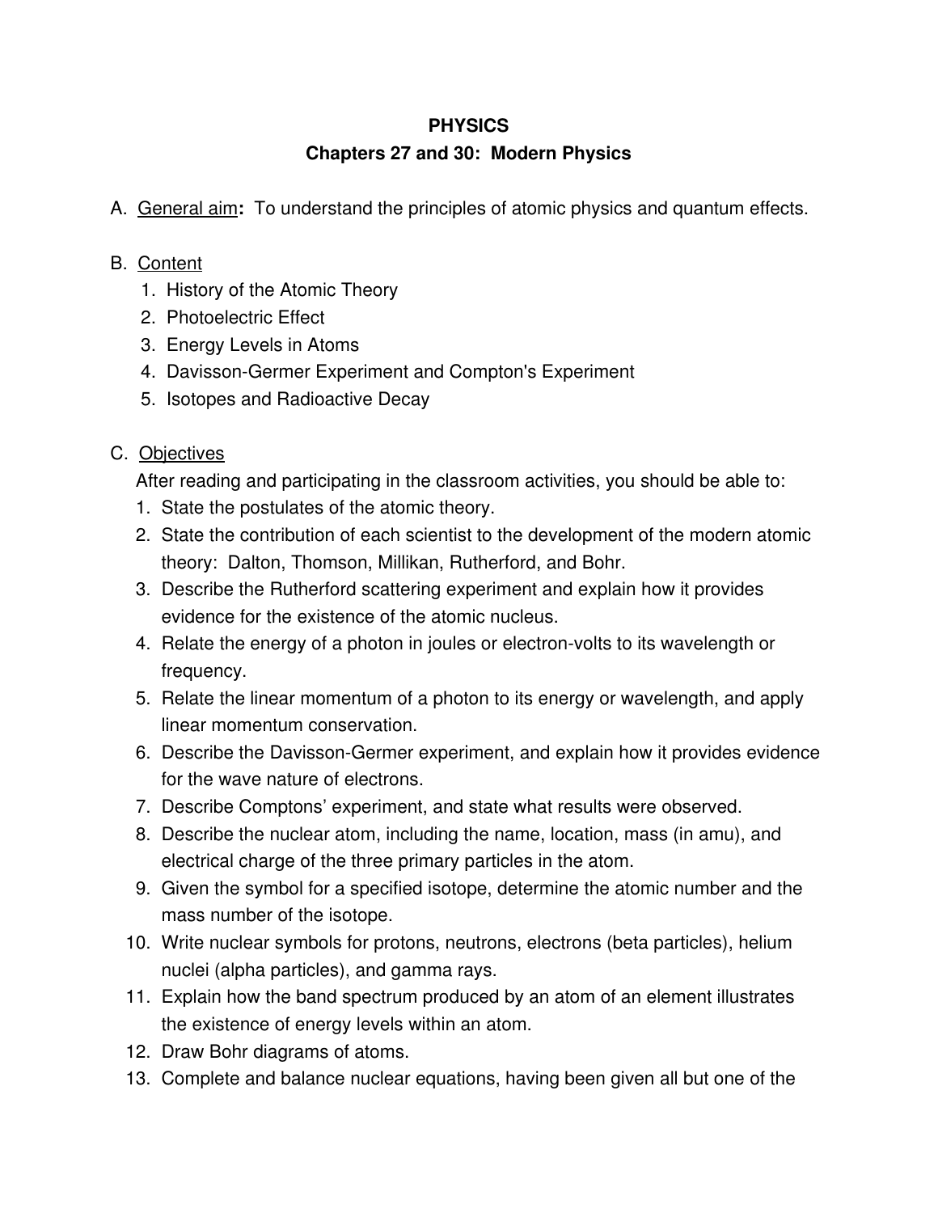# PHYSICS

## Chapters 27 and 30: Modern Physics

A. General aim**:** To understand the principles of atomic physics and quantum effects.

B. Content

1. History of the Atomic Theory
2. Photoelectric Effect
3. Energy Levels in Atoms
4. Davisson-Germer Experiment and Compton's Experiment
5. Isotopes and Radioactive Decay

C. Objectives

After reading and participating in the classroom activities, you should be able to:

1. State the postulates of the atomic theory.
2. State the contribution of each scientist to the development of the modern atomic theory: Dalton, Thomson, Millikan, Rutherford, and Bohr.
3. Describe the Rutherford scattering experiment and explain how it provides evidence for the existence of the atomic nucleus.
4. Relate the energy of a photon in joules or electron-volts to its wavelength or frequency.
5. Relate the linear momentum of a photon to its energy or wavelength, and apply linear momentum conservation.
6. Describe the Davisson-Germer experiment, and explain how it provides evidence for the wave nature of electrons.
7. Describe Comptons' experiment, and state what results were observed.
8. Describe the nuclear atom, including the name, location, mass (in amu), and electrical charge of the three primary particles in the atom.
9. Given the symbol for a specified isotope, determine the atomic number and the mass number of the isotope.
10. Write nuclear symbols for protons, neutrons, electrons (beta particles), helium nuclei (alpha particles), and gamma rays.
11. Explain how the band spectrum produced by an atom of an element illustrates the existence of energy levels within an atom.
12. Draw Bohr diagrams of atoms.
13. Complete and balance nuclear equations, having been given all but one of the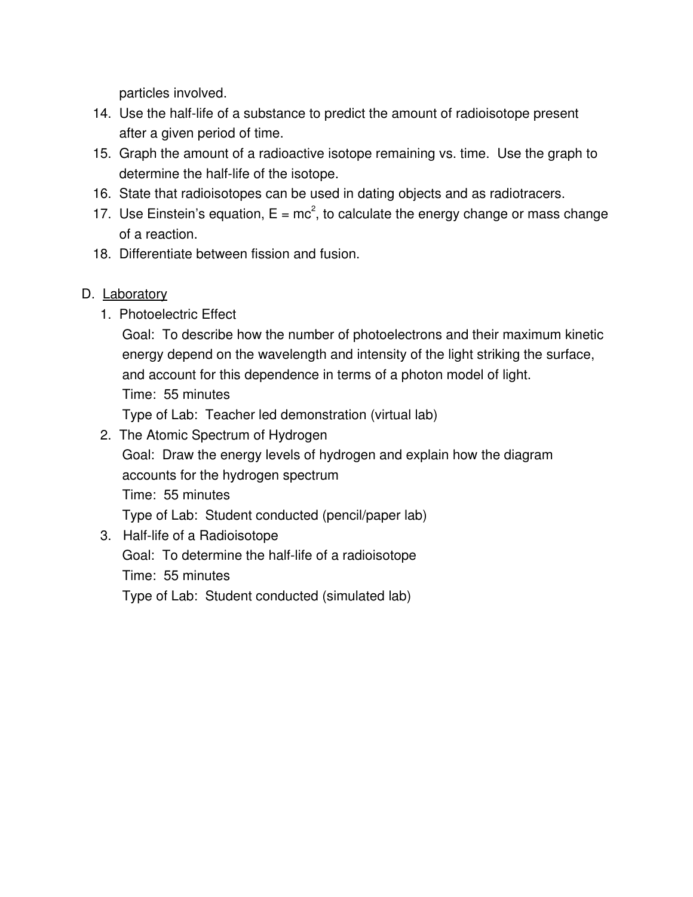particles involved.

14. Use the half-life of a substance to predict the amount of radioisotope present after a given period of time.
15. Graph the amount of a radioactive isotope remaining vs. time. Use the graph to determine the half-life of the isotope.
16. State that radioisotopes can be used in dating objects and as radiotracers.
17. Use Einstein's equation, $E = mc^2$, to calculate the energy change or mass change of a reaction.
18. Differentiate between fission and fusion.

D. Laboratory

1. Photoelectric Effect
   Goal: To describe how the number of photoelectrons and their maximum kinetic energy depend on the wavelength and intensity of the light striking the surface, and account for this dependence in terms of a photon model of light.
   Time: 55 minutes
   Type of Lab: Teacher led demonstration (virtual lab)
2. The Atomic Spectrum of Hydrogen
   Goal: Draw the energy levels of hydrogen and explain how the diagram accounts for the hydrogen spectrum
   Time: 55 minutes
   Type of Lab: Student conducted (pencil/paper lab)
3. Half-life of a Radioisotope
   Goal: To determine the half-life of a radioisotope
   Time: 55 minutes
   Type of Lab: Student conducted (simulated lab)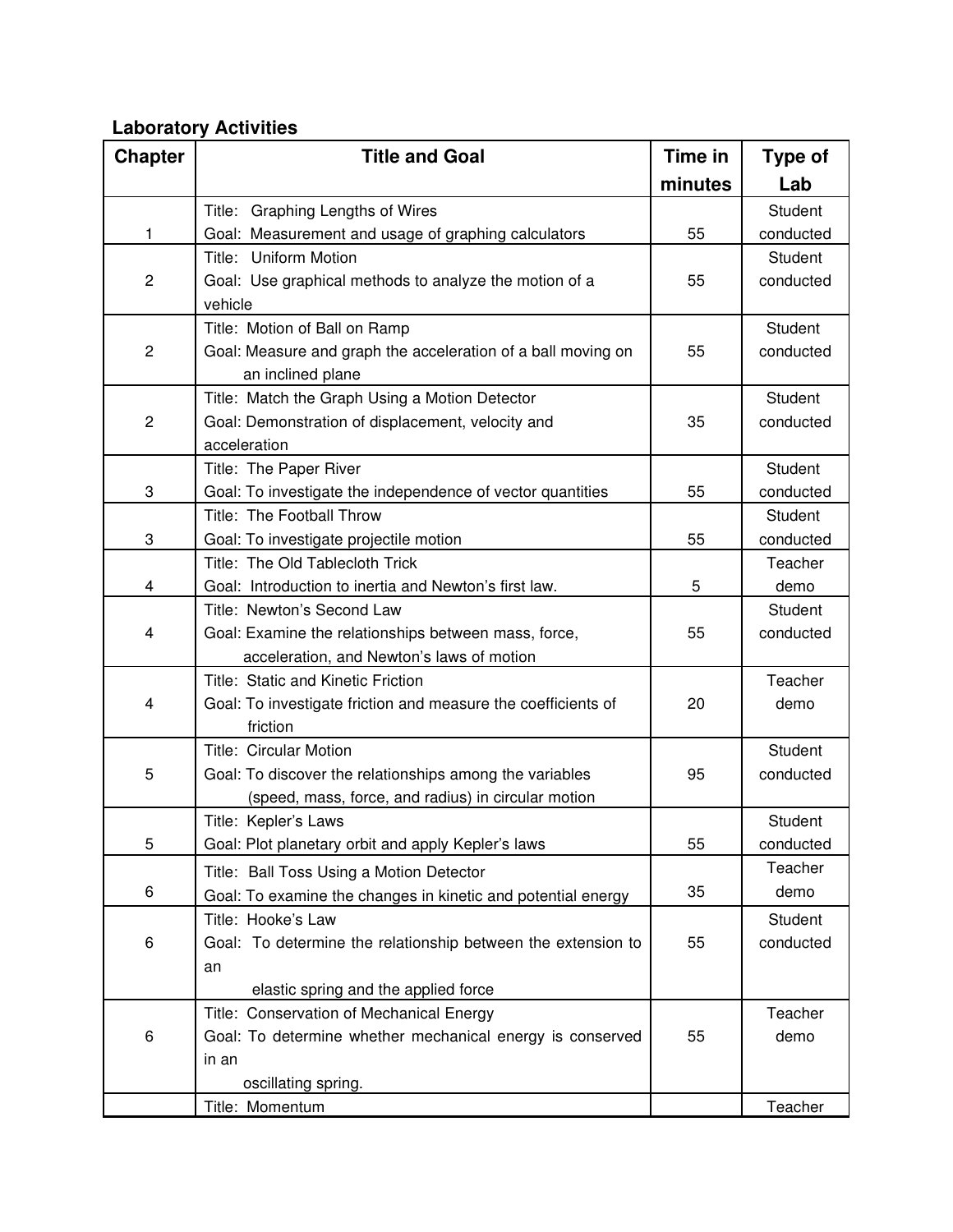**Laboratory Activities**

| Chapter | Title and Goal | Time in minutes | Type of Lab |
|---|---|---|---|
| 1 | Title: Graphing Lengths of Wires<br>Goal: Measurement and usage of graphing calculators | 55 | Student conducted |
| 2 | Title: Uniform Motion<br>Goal: Use graphical methods to analyze the motion of a vehicle | 55 | Student conducted |
| 2 | Title: Motion of Ball on Ramp<br>Goal: Measure and graph the acceleration of a ball moving on an inclined plane | 55 | Student conducted |
| 2 | Title: Match the Graph Using a Motion Detector<br>Goal: Demonstration of displacement, velocity and acceleration | 35 | Student conducted |
| 3 | Title: The Paper River<br>Goal: To investigate the independence of vector quantities | 55 | Student conducted |
| 3 | Title: The Football Throw<br>Goal: To investigate projectile motion | 55 | Student conducted |
| 4 | Title: The Old Tablecloth Trick<br>Goal: Introduction to inertia and Newton's first law. | 5 | Teacher demo |
| 4 | Title: Newton's Second Law<br>Goal: Examine the relationships between mass, force, acceleration, and Newton's laws of motion | 55 | Student conducted |
| 4 | Title: Static and Kinetic Friction<br>Goal: To investigate friction and measure the coefficients of friction | 20 | Teacher demo |
| 5 | Title: Circular Motion<br>Goal: To discover the relationships among the variables (speed, mass, force, and radius) in circular motion | 95 | Student conducted |
| 5 | Title: Kepler's Laws<br>Goal: Plot planetary orbit and apply Kepler's laws | 55 | Student conducted |
| 6 | Title: Ball Toss Using a Motion Detector<br>Goal: To examine the changes in kinetic and potential energy | 35 | Teacher demo |
| 6 | Title: Hooke's Law<br>Goal: To determine the relationship between the extension to an elastic spring and the applied force | 55 | Student conducted |
| 6 | Title: Conservation of Mechanical Energy<br>Goal: To determine whether mechanical energy is conserved in an oscillating spring. | 55 | Teacher demo |
| | Title: Momentum | | Teacher |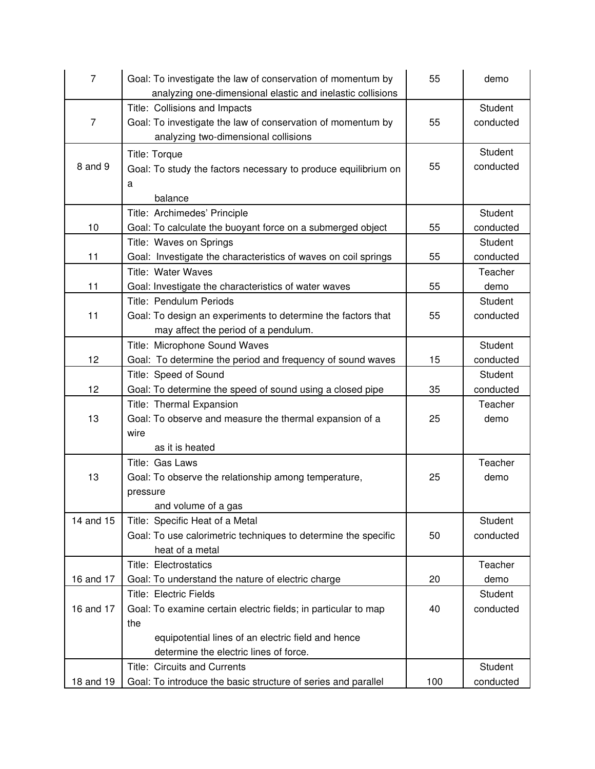| | | | |
|---|---|---|---|
| 7 | Goal: To investigate the law of conservation of momentum by analyzing one-dimensional elastic and inelastic collisions | 55 | demo |
| 7 | Title: Collisions and Impacts<br>Goal: To investigate the law of conservation of momentum by analyzing two-dimensional collisions | 55 | Student conducted |
| 8 and 9 | Title: Torque<br>Goal: To study the factors necessary to produce equilibrium on a balance | 55 | Student conducted |
| 10 | Title: Archimedes' Principle<br>Goal: To calculate the buoyant force on a submerged object | 55 | Student conducted |
| 11 | Title: Waves on Springs<br>Goal: Investigate the characteristics of waves on coil springs | 55 | Student conducted |
| 11 | Title: Water Waves<br>Goal: Investigate the characteristics of water waves | 55 | Teacher demo |
| 11 | Title: Pendulum Periods<br>Goal: To design an experiments to determine the factors that may affect the period of a pendulum. | 55 | Student conducted |
| 12 | Title: Microphone Sound Waves<br>Goal: To determine the period and frequency of sound waves | 15 | Student conducted |
| 12 | Title: Speed of Sound<br>Goal: To determine the speed of sound using a closed pipe | 35 | Student conducted |
| 13 | Title: Thermal Expansion<br>Goal: To observe and measure the thermal expansion of a wire as it is heated | 25 | Teacher demo |
| 13 | Title: Gas Laws<br>Goal: To observe the relationship among temperature, pressure and volume of a gas | 25 | Teacher demo |
| 14 and 15 | Title: Specific Heat of a Metal<br>Goal: To use calorimetric techniques to determine the specific heat of a metal | 50 | Student conducted |
| 16 and 17 | Title: Electrostatics<br>Goal: To understand the nature of electric charge | 20 | Teacher demo |
| 16 and 17 | Title: Electric Fields<br>Goal: To examine certain electric fields; in particular to map the equipotential lines of an electric field and hence determine the electric lines of force. | 40 | Student conducted |
| 18 and 19 | Title: Circuits and Currents<br>Goal: To introduce the basic structure of series and parallel | 100 | Student conducted |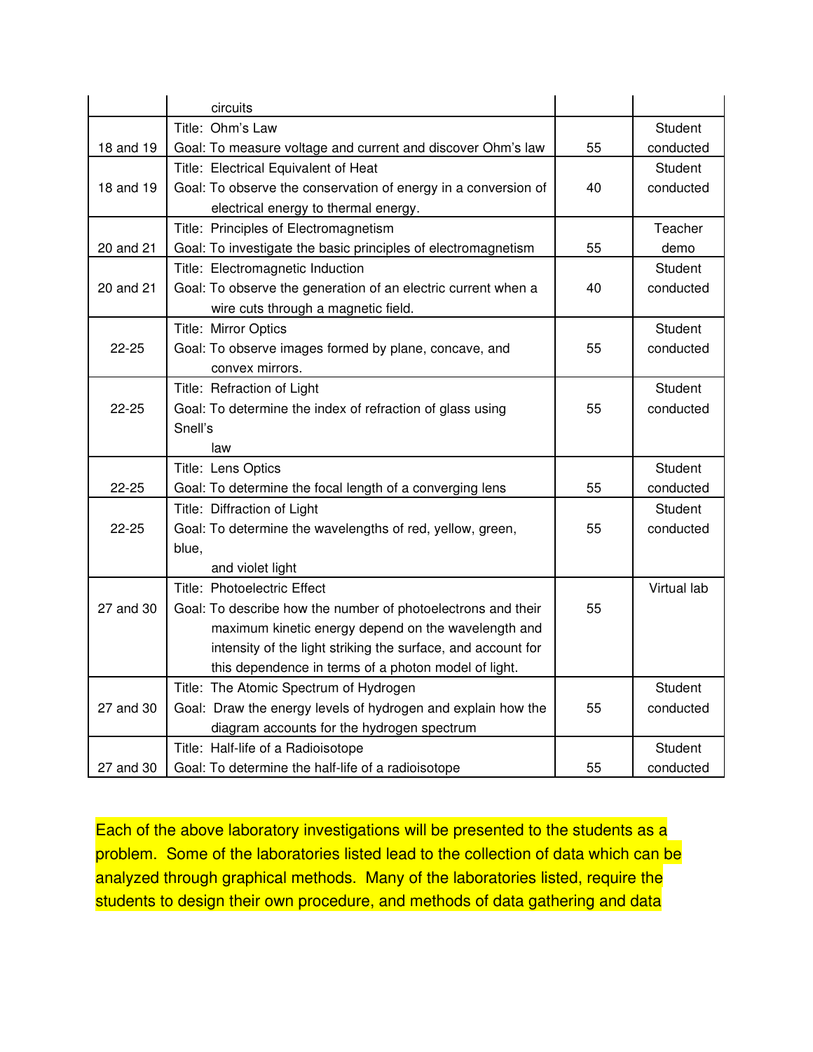| | | | |
|---|---|---|---|
| | circuits | | |
| 18 and 19 | Title: Ohm's Law<br>Goal: To measure voltage and current and discover Ohm's law | 55 | Student conducted |
| 18 and 19 | Title: Electrical Equivalent of Heat<br>Goal: To observe the conservation of energy in a conversion of electrical energy to thermal energy. | 40 | Student conducted |
| 20 and 21 | Title: Principles of Electromagnetism<br>Goal: To investigate the basic principles of electromagnetism | 55 | Teacher demo |
| 20 and 21 | Title: Electromagnetic Induction<br>Goal: To observe the generation of an electric current when a wire cuts through a magnetic field. | 40 | Student conducted |
| 22-25 | Title: Mirror Optics<br>Goal: To observe images formed by plane, concave, and convex mirrors. | 55 | Student conducted |
| 22-25 | Title: Refraction of Light<br>Goal: To determine the index of refraction of glass using Snell's law | 55 | Student conducted |
| 22-25 | Title: Lens Optics<br>Goal: To determine the focal length of a converging lens | 55 | Student conducted |
| 22-25 | Title: Diffraction of Light<br>Goal: To determine the wavelengths of red, yellow, green, blue, and violet light | 55 | Student conducted |
| 27 and 30 | Title: Photoelectric Effect<br>Goal: To describe how the number of photoelectrons and their maximum kinetic energy depend on the wavelength and intensity of the light striking the surface, and account for this dependence in terms of a photon model of light. | 55 | Virtual lab |
| 27 and 30 | Title: The Atomic Spectrum of Hydrogen<br>Goal: Draw the energy levels of hydrogen and explain how the diagram accounts for the hydrogen spectrum | 55 | Student conducted |
| 27 and 30 | Title: Half-life of a Radioisotope<br>Goal: To determine the half-life of a radioisotope | 55 | Student conducted |

Each of the above laboratory investigations will be presented to the students as a problem. Some of the laboratories listed lead to the collection of data which can be analyzed through graphical methods. Many of the laboratories listed, require the students to design their own procedure, and methods of data gathering and data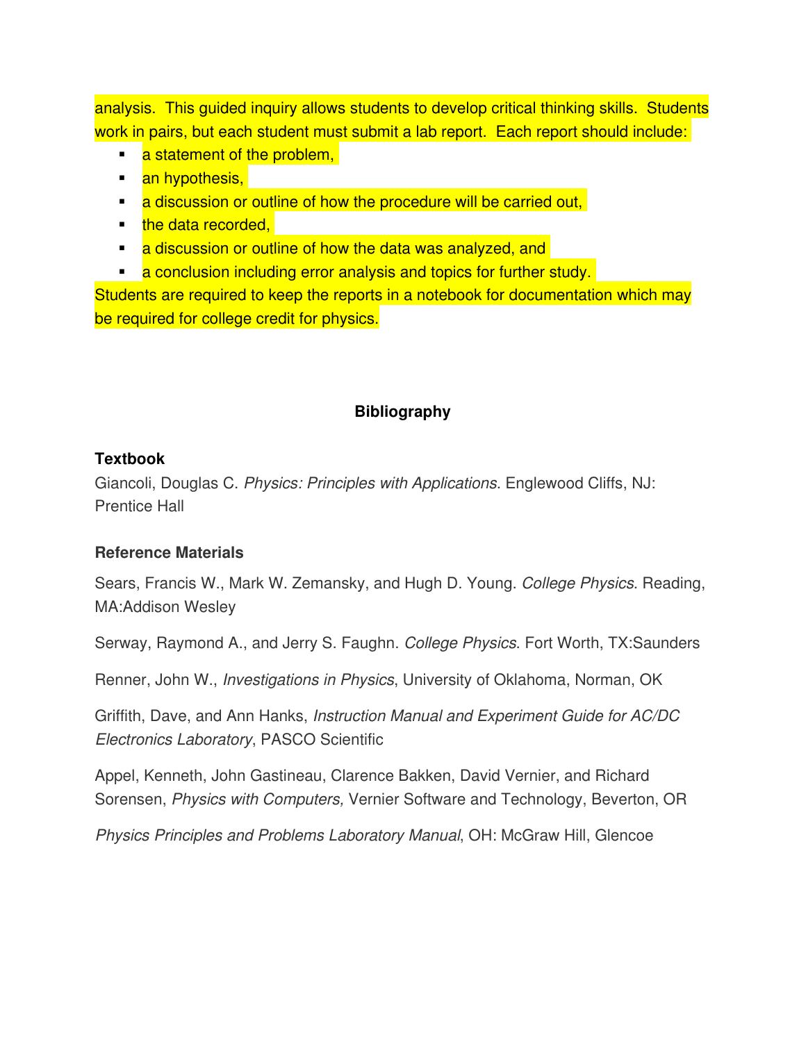analysis. This guided inquiry allows students to develop critical thinking skills. Students work in pairs, but each student must submit a lab report. Each report should include:

- a statement of the problem,
- an hypothesis,
- a discussion or outline of how the procedure will be carried out,
- the data recorded,
- a discussion or outline of how the data was analyzed, and
- a conclusion including error analysis and topics for further study.

Students are required to keep the reports in a notebook for documentation which may be required for college credit for physics.

## Bibliography

**Textbook**

Giancoli, Douglas C. *Physics: Principles with Applications*. Englewood Cliffs, NJ: Prentice Hall

**Reference Materials**

Sears, Francis W., Mark W. Zemansky, and Hugh D. Young. *College Physics*. Reading, MA:Addison Wesley

Serway, Raymond A., and Jerry S. Faughn. *College Physics*. Fort Worth, TX:Saunders

Renner, John W., *Investigations in Physics*, University of Oklahoma, Norman, OK

Griffith, Dave, and Ann Hanks, *Instruction Manual and Experiment Guide for AC/DC Electronics Laboratory*, PASCO Scientific

Appel, Kenneth, John Gastineau, Clarence Bakken, David Vernier, and Richard Sorensen, *Physics with Computers,* Vernier Software and Technology, Beverton, OR

*Physics Principles and Problems Laboratory Manual*, OH: McGraw Hill, Glencoe